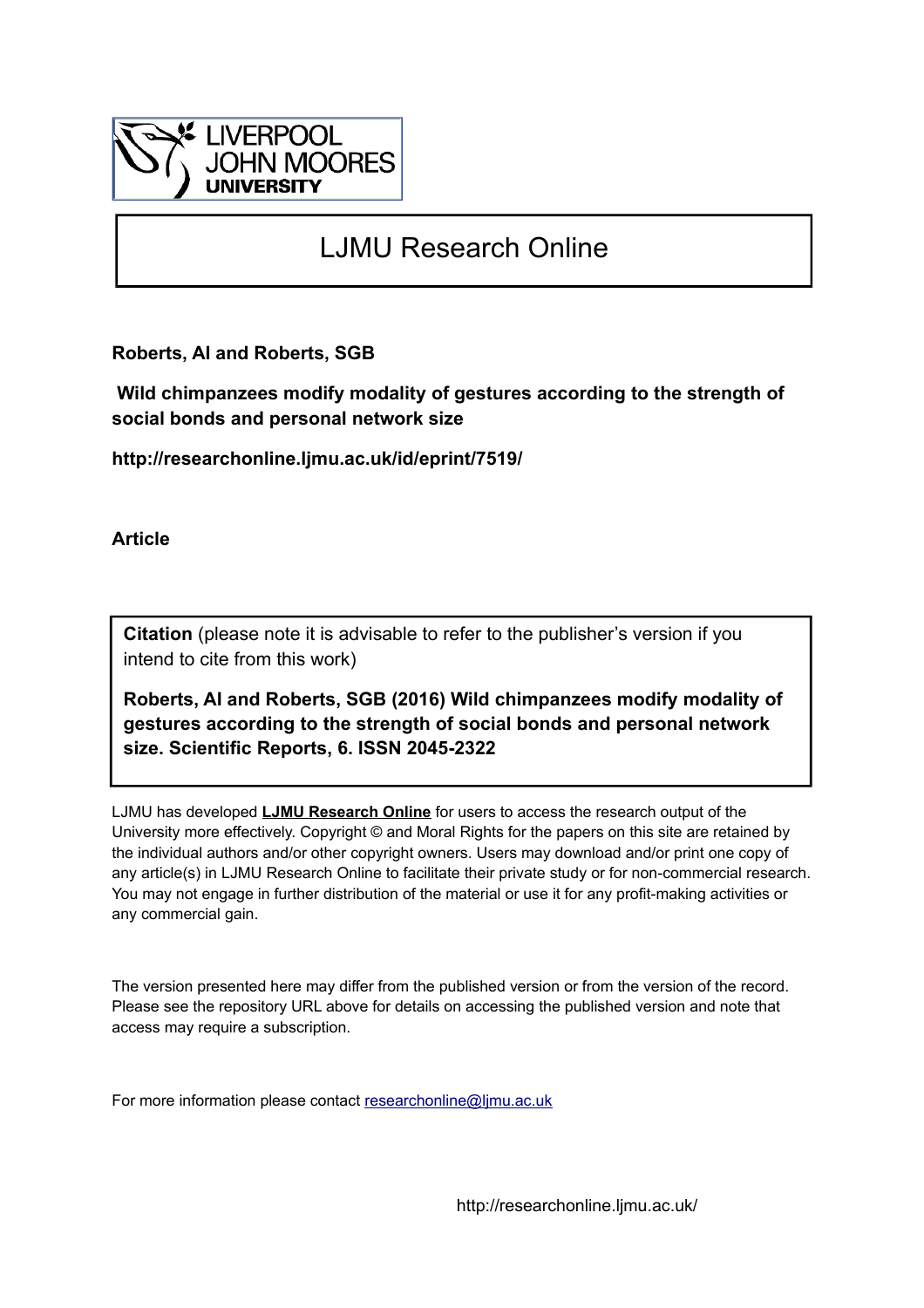LIVERPOOL
JOHN MOORES
UNIVERSITY

# LJMU Research Online

**Roberts, AI and Roberts, SGB**

**Wild chimpanzees modify modality of gestures according to the strength of social bonds and personal network size**

**http://researchonline.ljmu.ac.uk/id/eprint/7519/**

**Article**

**Citation** (please note it is advisable to refer to the publisher's version if you intend to cite from this work)

**Roberts, AI and Roberts, SGB (2016) Wild chimpanzees modify modality of gestures according to the strength of social bonds and personal network size. Scientific Reports, 6. ISSN 2045-2322**

LJMU has developed **LJMU Research Online** for users to access the research output of the University more effectively. Copyright © and Moral Rights for the papers on this site are retained by the individual authors and/or other copyright owners. Users may download and/or print one copy of any article(s) in LJMU Research Online to facilitate their private study or for non-commercial research. You may not engage in further distribution of the material or use it for any profit-making activities or any commercial gain.

The version presented here may differ from the published version or from the version of the record. Please see the repository URL above for details on accessing the published version and note that access may require a subscription.

For more information please contact researchonline@ljmu.ac.uk

http://researchonline.ljmu.ac.uk/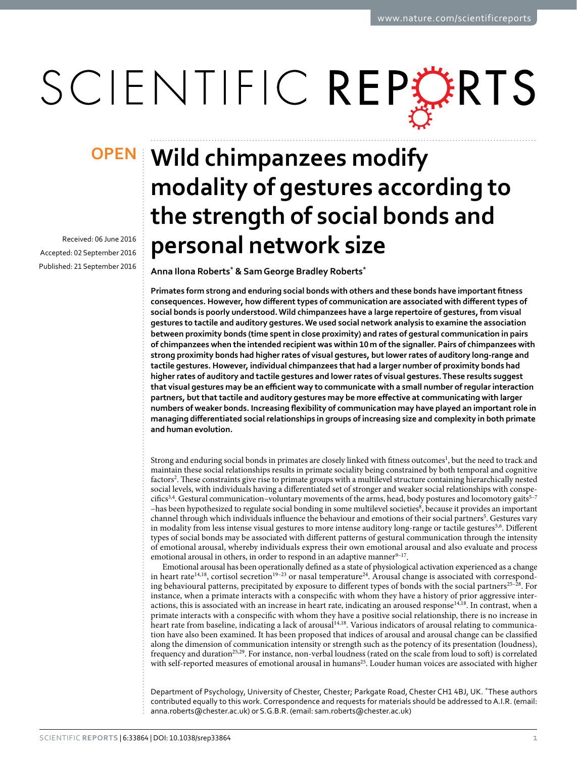OPEN

# Wild chimpanzees modify modality of gestures according to the strength of social bonds and personal network size

Received: 06 June 2016

Accepted: 02 September 2016

Published: 21 September 2016

**Anna Ilona Roberts* & Sam George Bradley Roberts***

**Primates form strong and enduring social bonds with others and these bonds have important fitness consequences. However, how different types of communication are associated with different types of social bonds is poorly understood. Wild chimpanzees have a large repertoire of gestures, from visual gestures to tactile and auditory gestures. We used social network analysis to examine the association between proximity bonds (time spent in close proximity) and rates of gestural communication in pairs of chimpanzees when the intended recipient was within 10 m of the signaller. Pairs of chimpanzees with strong proximity bonds had higher rates of visual gestures, but lower rates of auditory long-range and tactile gestures. However, individual chimpanzees that had a larger number of proximity bonds had higher rates of auditory and tactile gestures and lower rates of visual gestures. These results suggest that visual gestures may be an efficient way to communicate with a small number of regular interaction partners, but that tactile and auditory gestures may be more effective at communicating with larger numbers of weaker bonds. Increasing flexibility of communication may have played an important role in managing differentiated social relationships in groups of increasing size and complexity in both primate and human evolution.**

Strong and enduring social bonds in primates are closely linked with fitness outcomes[1], but the need to track and maintain these social relationships results in primate sociality being constrained by both temporal and cognitive factors[2]. These constraints give rise to primate groups with a multilevel structure containing hierarchically nested social levels, with individuals having a differentiated set of stronger and weaker social relationships with conspecifics[3,4]. Gestural communication–voluntary movements of the arms, head, body postures and locomotory gaits[5–7] –has been hypothesized to regulate social bonding in some multilevel societies[8], because it provides an important channel through which individuals influence the behaviour and emotions of their social partners[5]. Gestures vary in modality from less intense visual gestures to more intense auditory long-range or tactile gestures[5,6]. Different types of social bonds may be associated with different patterns of gestural communication through the intensity of emotional arousal, whereby individuals express their own emotional arousal and also evaluate and process emotional arousal in others, in order to respond in an adaptive manner[9–17].

Emotional arousal has been operationally defined as a state of physiological activation experienced as a change in heart rate[14,18], cortisol secretion[19–23] or nasal temperature[24]. Arousal change is associated with corresponding behavioural patterns, precipitated by exposure to different types of bonds with the social partners[25–28]. For instance, when a primate interacts with a conspecific with whom they have a history of prior aggressive interactions, this is associated with an increase in heart rate, indicating an aroused response[14,18]. In contrast, when a primate interacts with a conspecific with whom they have a positive social relationship, there is no increase in heart rate from baseline, indicating a lack of arousal[14,18]. Various indicators of arousal relating to communication have also been examined. It has been proposed that indices of arousal and arousal change can be classified along the dimension of communication intensity or strength such as the potency of its presentation (loudness), frequency and duration[25,29]. For instance, non-verbal loudness (rated on the scale from loud to soft) is correlated with self-reported measures of emotional arousal in humans[25]. Louder human voices are associated with higher

Department of Psychology, University of Chester, Chester; Parkgate Road, Chester CH1 4BJ, UK. *These authors contributed equally to this work. Correspondence and requests for materials should be addressed to A.I.R. (email: anna.roberts@chester.ac.uk) or S.G.B.R. (email: sam.roberts@chester.ac.uk)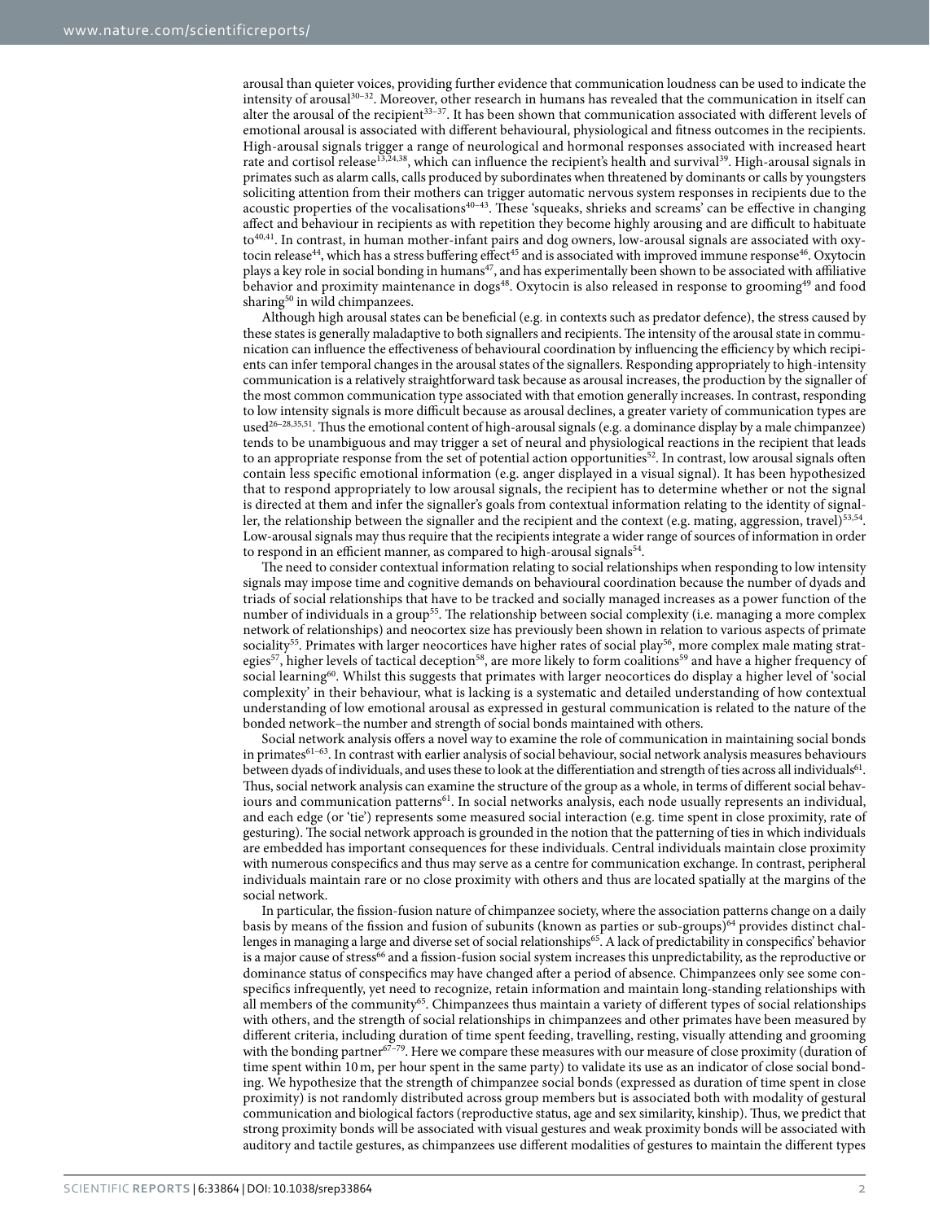arousal than quieter voices, providing further evidence that communication loudness can be used to indicate the intensity of arousal[30–32]. Moreover, other research in humans has revealed that the communication in itself can alter the arousal of the recipient[33–37]. It has been shown that communication associated with different levels of emotional arousal is associated with different behavioural, physiological and fitness outcomes in the recipients. High-arousal signals trigger a range of neurological and hormonal responses associated with increased heart rate and cortisol release[13,24,38], which can influence the recipient's health and survival[39]. High-arousal signals in primates such as alarm calls, calls produced by subordinates when threatened by dominants or calls by youngsters soliciting attention from their mothers can trigger automatic nervous system responses in recipients due to the acoustic properties of the vocalisations[40–43]. These 'squeaks, shrieks and screams' can be effective in changing affect and behaviour in recipients as with repetition they become highly arousing and are difficult to habituate to[40,41]. In contrast, in human mother-infant pairs and dog owners, low-arousal signals are associated with oxytocin release[44], which has a stress buffering effect[45] and is associated with improved immune response[46]. Oxytocin plays a key role in social bonding in humans[47], and has experimentally been shown to be associated with affiliative behavior and proximity maintenance in dogs[48]. Oxytocin is also released in response to grooming[49] and food sharing[50] in wild chimpanzees.

Although high arousal states can be beneficial (e.g. in contexts such as predator defence), the stress caused by these states is generally maladaptive to both signallers and recipients. The intensity of the arousal state in communication can influence the effectiveness of behavioural coordination by influencing the efficiency by which recipients can infer temporal changes in the arousal states of the signallers. Responding appropriately to high-intensity communication is a relatively straightforward task because as arousal increases, the production by the signaller of the most common communication type associated with that emotion generally increases. In contrast, responding to low intensity signals is more difficult because as arousal declines, a greater variety of communication types are used[26–28,35,51]. Thus the emotional content of high-arousal signals (e.g. a dominance display by a male chimpanzee) tends to be unambiguous and may trigger a set of neural and physiological reactions in the recipient that leads to an appropriate response from the set of potential action opportunities[52]. In contrast, low arousal signals often contain less specific emotional information (e.g. anger displayed in a visual signal). It has been hypothesized that to respond appropriately to low arousal signals, the recipient has to determine whether or not the signal is directed at them and infer the signaller's goals from contextual information relating to the identity of signaller, the relationship between the signaller and the recipient and the context (e.g. mating, aggression, travel)[53,54]. Low-arousal signals may thus require that the recipients integrate a wider range of sources of information in order to respond in an efficient manner, as compared to high-arousal signals[54].

The need to consider contextual information relating to social relationships when responding to low intensity signals may impose time and cognitive demands on behavioural coordination because the number of dyads and triads of social relationships that have to be tracked and socially managed increases as a power function of the number of individuals in a group[55]. The relationship between social complexity (i.e. managing a more complex network of relationships) and neocortex size has previously been shown in relation to various aspects of primate sociality[55]. Primates with larger neocortices have higher rates of social play[56], more complex male mating strategies[57], higher levels of tactical deception[58], are more likely to form coalitions[59] and have a higher frequency of social learning[60]. Whilst this suggests that primates with larger neocortices do display a higher level of 'social complexity' in their behaviour, what is lacking is a systematic and detailed understanding of how contextual understanding of low emotional arousal as expressed in gestural communication is related to the nature of the bonded network–the number and strength of social bonds maintained with others.

Social network analysis offers a novel way to examine the role of communication in maintaining social bonds in primates[61–63]. In contrast with earlier analysis of social behaviour, social network analysis measures behaviours between dyads of individuals, and uses these to look at the differentiation and strength of ties across all individuals[61]. Thus, social network analysis can examine the structure of the group as a whole, in terms of different social behaviours and communication patterns[61]. In social networks analysis, each node usually represents an individual, and each edge (or 'tie') represents some measured social interaction (e.g. time spent in close proximity, rate of gesturing). The social network approach is grounded in the notion that the patterning of ties in which individuals are embedded has important consequences for these individuals. Central individuals maintain close proximity with numerous conspecifics and thus may serve as a centre for communication exchange. In contrast, peripheral individuals maintain rare or no close proximity with others and thus are located spatially at the margins of the social network.

In particular, the fission-fusion nature of chimpanzee society, where the association patterns change on a daily basis by means of the fission and fusion of subunits (known as parties or sub-groups)[64] provides distinct challenges in managing a large and diverse set of social relationships[65]. A lack of predictability in conspecifics' behavior is a major cause of stress[66] and a fission-fusion social system increases this unpredictability, as the reproductive or dominance status of conspecifics may have changed after a period of absence. Chimpanzees only see some conspecifics infrequently, yet need to recognize, retain information and maintain long-standing relationships with all members of the community[65]. Chimpanzees thus maintain a variety of different types of social relationships with others, and the strength of social relationships in chimpanzees and other primates have been measured by different criteria, including duration of time spent feeding, travelling, resting, visually attending and grooming with the bonding partner[67–79]. Here we compare these measures with our measure of close proximity (duration of time spent within 10 m, per hour spent in the same party) to validate its use as an indicator of close social bonding. We hypothesize that the strength of chimpanzee social bonds (expressed as duration of time spent in close proximity) is not randomly distributed across group members but is associated both with modality of gestural communication and biological factors (reproductive status, age and sex similarity, kinship). Thus, we predict that strong proximity bonds will be associated with visual gestures and weak proximity bonds will be associated with auditory and tactile gestures, as chimpanzees use different modalities of gestures to maintain the different types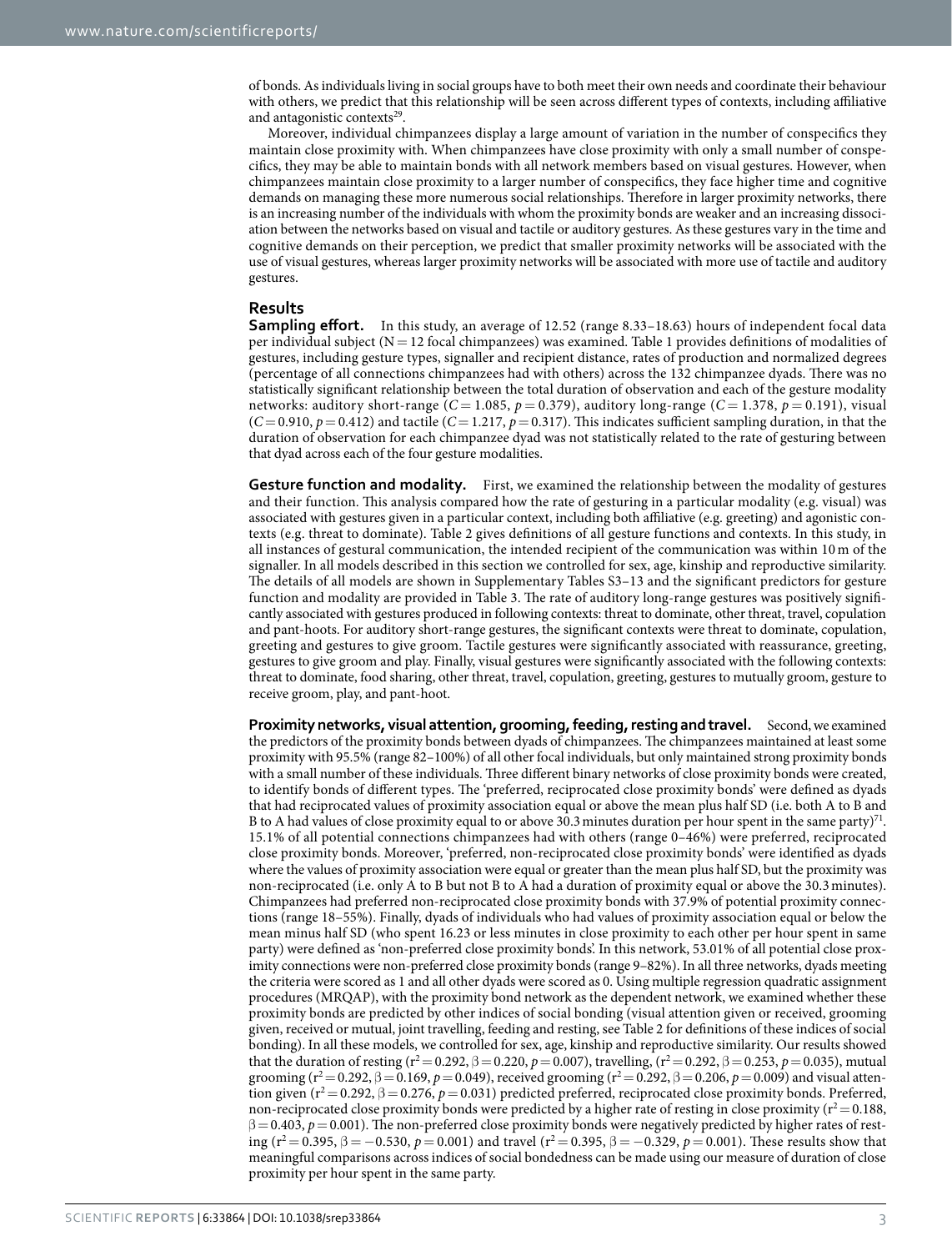of bonds. As individuals living in social groups have to both meet their own needs and coordinate their behaviour with others, we predict that this relationship will be seen across different types of contexts, including affiliative and antagonistic contexts[29].

Moreover, individual chimpanzees display a large amount of variation in the number of conspecifics they maintain close proximity with. When chimpanzees have close proximity with only a small number of conspecifics, they may be able to maintain bonds with all network members based on visual gestures. However, when chimpanzees maintain close proximity to a larger number of conspecifics, they face higher time and cognitive demands on managing these more numerous social relationships. Therefore in larger proximity networks, there is an increasing number of the individuals with whom the proximity bonds are weaker and an increasing dissociation between the networks based on visual and tactile or auditory gestures. As these gestures vary in the time and cognitive demands on their perception, we predict that smaller proximity networks will be associated with the use of visual gestures, whereas larger proximity networks will be associated with more use of tactile and auditory gestures.

## Results

**Sampling effort.** In this study, an average of 12.52 (range 8.33–18.63) hours of independent focal data per individual subject (N = 12 focal chimpanzees) was examined. Table 1 provides definitions of modalities of gestures, including gesture types, signaller and recipient distance, rates of production and normalized degrees (percentage of all connections chimpanzees had with others) across the 132 chimpanzee dyads. There was no statistically significant relationship between the total duration of observation and each of the gesture modality networks: auditory short-range ($C = 1.085$, $p = 0.379$), auditory long-range ($C = 1.378$, $p = 0.191$), visual ($C = 0.910$, $p = 0.412$) and tactile ($C = 1.217$, $p = 0.317$). This indicates sufficient sampling duration, in that the duration of observation for each chimpanzee dyad was not statistically related to the rate of gesturing between that dyad across each of the four gesture modalities.

**Gesture function and modality.** First, we examined the relationship between the modality of gestures and their function. This analysis compared how the rate of gesturing in a particular modality (e.g. visual) was associated with gestures given in a particular context, including both affiliative (e.g. greeting) and agonistic contexts (e.g. threat to dominate). Table 2 gives definitions of all gesture functions and contexts. In this study, in all instances of gestural communication, the intended recipient of the communication was within 10 m of the signaller. In all models described in this section we controlled for sex, age, kinship and reproductive similarity. The details of all models are shown in Supplementary Tables S3–13 and the significant predictors for gesture function and modality are provided in Table 3. The rate of auditory long-range gestures was positively significantly associated with gestures produced in following contexts: threat to dominate, other threat, travel, copulation and pant-hoots. For auditory short-range gestures, the significant contexts were threat to dominate, copulation, greeting and gestures to give groom. Tactile gestures were significantly associated with reassurance, greeting, gestures to give groom and play. Finally, visual gestures were significantly associated with the following contexts: threat to dominate, food sharing, other threat, travel, copulation, greeting, gestures to mutually groom, gesture to receive groom, play, and pant-hoot.

**Proximity networks, visual attention, grooming, feeding, resting and travel.** Second, we examined the predictors of the proximity bonds between dyads of chimpanzees. The chimpanzees maintained at least some proximity with 95.5% (range 82–100%) of all other focal individuals, but only maintained strong proximity bonds with a small number of these individuals. Three different binary networks of close proximity bonds were created, to identify bonds of different types. The 'preferred, reciprocated close proximity bonds' were defined as dyads that had reciprocated values of proximity association equal or above the mean plus half SD (i.e. both A to B and B to A had values of close proximity equal to or above 30.3 minutes duration per hour spent in the same party)[71]. 15.1% of all potential connections chimpanzees had with others (range 0–46%) were preferred, reciprocated close proximity bonds. Moreover, 'preferred, non-reciprocated close proximity bonds' were identified as dyads where the values of proximity association were equal or greater than the mean plus half SD, but the proximity was non-reciprocated (i.e. only A to B but not B to A had a duration of proximity equal or above the 30.3 minutes). Chimpanzees had preferred non-reciprocated close proximity bonds with 37.9% of potential proximity connections (range 18–55%). Finally, dyads of individuals who had values of proximity association equal or below the mean minus half SD (who spent 16.23 or less minutes in close proximity to each other per hour spent in same party) were defined as 'non-preferred close proximity bonds'. In this network, 53.01% of all potential close proximity connections were non-preferred close proximity bonds (range 9–82%). In all three networks, dyads meeting the criteria were scored as 1 and all other dyads were scored as 0. Using multiple regression quadratic assignment procedures (MRQAP), with the proximity bond network as the dependent network, we examined whether these proximity bonds are predicted by other indices of social bonding (visual attention given or received, grooming given, received or mutual, joint travelling, feeding and resting, see Table 2 for definitions of these indices of social bonding). In all these models, we controlled for sex, age, kinship and reproductive similarity. Our results showed that the duration of resting ($r^2 = 0.292$, $\beta = 0.220$, $p = 0.007$), travelling, ($r^2 = 0.292$, $\beta = 0.253$, $p = 0.035$), mutual grooming ($r^2 = 0.292$, $\beta = 0.169$, $p = 0.049$), received grooming ($r^2 = 0.292$, $\beta = 0.206$, $p = 0.009$) and visual attention given ($r^2 = 0.292$, $\beta = 0.276$, $p = 0.031$) predicted preferred, reciprocated close proximity bonds. Preferred, non-reciprocated close proximity bonds were predicted by a higher rate of resting in close proximity ($r^2 = 0.188$, $\beta = 0.403$, $p = 0.001$). The non-preferred close proximity bonds were negatively predicted by higher rates of resting ($r^2 = 0.395$, $\beta = -0.530$, $p = 0.001$) and travel ($r^2 = 0.395$, $\beta = -0.329$, $p = 0.001$). These results show that meaningful comparisons across indices of social bondedness can be made using our measure of duration of close proximity per hour spent in the same party.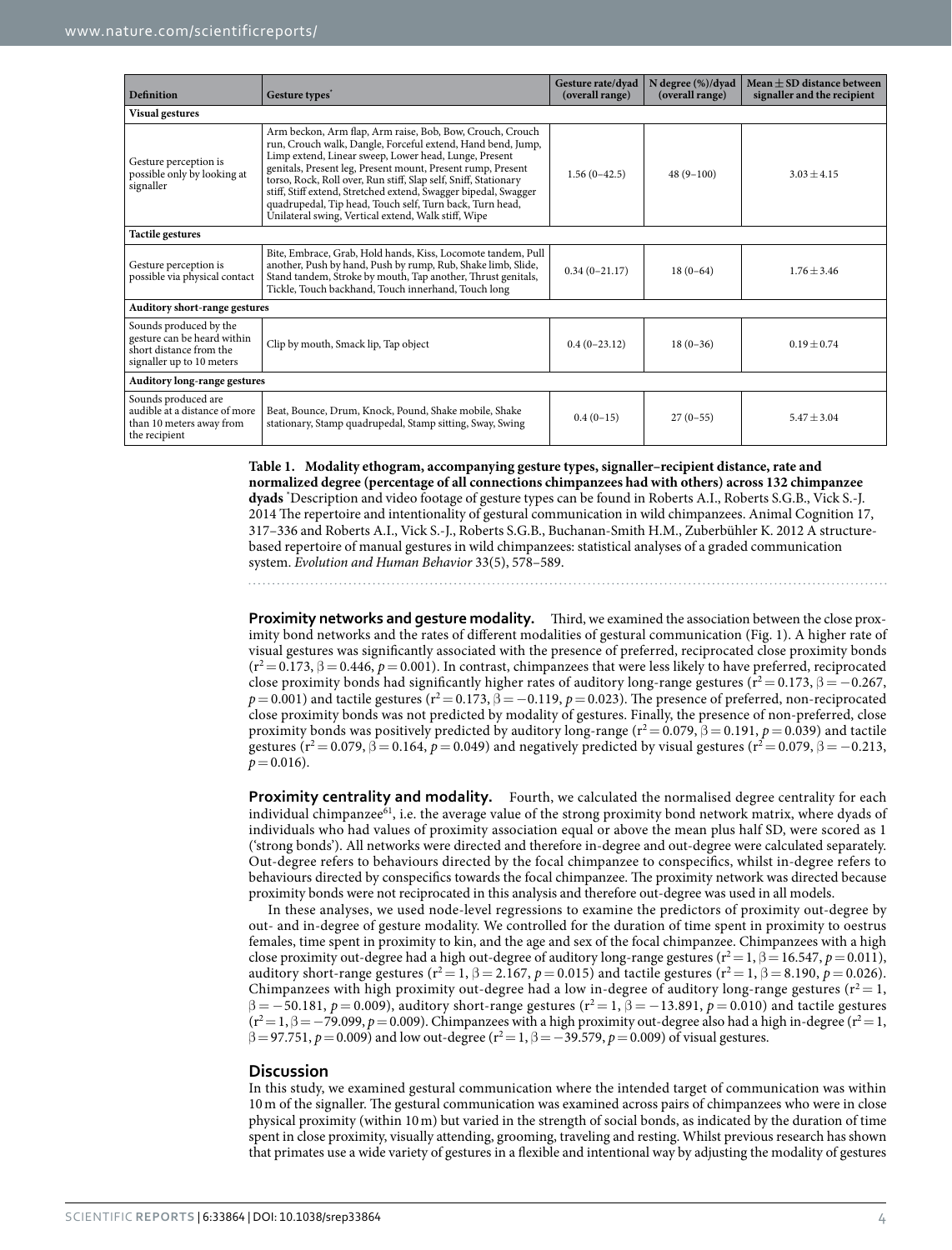| Definition | Gesture types* | Gesture rate/dyad (overall range) | N degree (%)/dyad (overall range) | Mean ± SD distance between signaller and the recipient |
|---|---|---|---|---|
| **Visual gestures** | | | | |
| Gesture perception is possible only by looking at signaller | Arm beckon, Arm flap, Arm raise, Bob, Bow, Crouch, Crouch run, Crouch walk, Dangle, Forceful extend, Hand bend, Jump, Limp extend, Linear sweep, Lower head, Lunge, Present genitals, Present leg, Present mount, Present rump, Present torso, Rock, Roll over, Run stiff, Slap self, Sniff, Stationary stiff, Stiff extend, Stretched extend, Swagger bipedal, Swagger quadrupedal, Tip head, Touch self, Turn back, Turn head, Unilateral swing, Vertical extend, Walk stiff, Wipe | 1.56 (0–42.5) | 48 (9–100) | 3.03 ± 4.15 |
| **Tactile gestures** | | | | |
| Gesture perception is possible via physical contact | Bite, Embrace, Grab, Hold hands, Kiss, Locomote tandem, Pull another, Push by hand, Push by rump, Rub, Shake limb, Slide, Stand tandem, Stroke by mouth, Tap another, Thrust genitals, Tickle, Touch backhand, Touch innerhand, Touch long | 0.34 (0–21.17) | 18 (0–64) | 1.76 ± 3.46 |
| **Auditory short-range gestures** | | | | |
| Sounds produced by the gesture can be heard within short distance from the signaller up to 10 meters | Clip by mouth, Smack lip, Tap object | 0.4 (0–23.12) | 18 (0–36) | 0.19 ± 0.74 |
| **Auditory long-range gestures** | | | | |
| Sounds produced are audible at a distance of more than 10 meters away from the recipient | Beat, Bounce, Drum, Knock, Pound, Shake mobile, Shake stationary, Stamp quadrupedal, Stamp sitting, Sway, Swing | 0.4 (0–15) | 27 (0–55) | 5.47 ± 3.04 |

**Table 1. Modality ethogram, accompanying gesture types, signaller–recipient distance, rate and normalized degree (percentage of all connections chimpanzees had with others) across 132 chimpanzee dyads** *Description and video footage of gesture types can be found in Roberts A.I., Roberts S.G.B., Vick S.-J. 2014 The repertoire and intentionality of gestural communication in wild chimpanzees. Animal Cognition 17, 317–336 and Roberts A.I., Vick S.-J., Roberts S.G.B., Buchanan-Smith H.M., Zuberbühler K. 2012 A structure-based repertoire of manual gestures in wild chimpanzees: statistical analyses of a graded communication system. *Evolution and Human Behavior* 33(5), 578–589.

**Proximity networks and gesture modality.** Third, we examined the association between the close proximity bond networks and the rates of different modalities of gestural communication (Fig. 1). A higher rate of visual gestures was significantly associated with the presence of preferred, reciprocated close proximity bonds ($r^2 = 0.173$, $\beta = 0.446$, $p = 0.001$). In contrast, chimpanzees that were less likely to have preferred, reciprocated close proximity bonds had significantly higher rates of auditory long-range gestures ($r^2 = 0.173$, $\beta = -0.267$, $p = 0.001$) and tactile gestures ($r^2 = 0.173$, $\beta = -0.119$, $p = 0.023$). The presence of preferred, non-reciprocated close proximity bonds was not predicted by modality of gestures. Finally, the presence of non-preferred, close proximity bonds was positively predicted by auditory long-range ($r^2 = 0.079$, $\beta = 0.191$, $p = 0.039$) and tactile gestures ($r^2 = 0.079$, $\beta = 0.164$, $p = 0.049$) and negatively predicted by visual gestures ($r^2 = 0.079$, $\beta = -0.213$, $p = 0.016$).

**Proximity centrality and modality.** Fourth, we calculated the normalised degree centrality for each individual chimpanzee[61], i.e. the average value of the strong proximity bond network matrix, where dyads of individuals who had values of proximity association equal or above the mean plus half SD, were scored as 1 ('strong bonds'). All networks were directed and therefore in-degree and out-degree were calculated separately. Out-degree refers to behaviours directed by the focal chimpanzee to conspecifics, whilst in-degree refers to behaviours directed by conspecifics towards the focal chimpanzee. The proximity network was directed because proximity bonds were not reciprocated in this analysis and therefore out-degree was used in all models.

In these analyses, we used node-level regressions to examine the predictors of proximity out-degree by out- and in-degree of gesture modality. We controlled for the duration of time spent in proximity to oestrus females, time spent in proximity to kin, and the age and sex of the focal chimpanzee. Chimpanzees with a high close proximity out-degree had a high out-degree of auditory long-range gestures ($r^2 = 1$, $\beta = 16.547$, $p = 0.011$), auditory short-range gestures ($r^2 = 1$, $\beta = 2.167$, $p = 0.015$) and tactile gestures ($r^2 = 1$, $\beta = 8.190$, $p = 0.026$). Chimpanzees with high proximity out-degree had a low in-degree of auditory long-range gestures ($r^2 = 1$, $\beta = -50.181$, $p = 0.009$), auditory short-range gestures ($r^2 = 1$, $\beta = -13.891$, $p = 0.010$) and tactile gestures ($r^2 = 1$, $\beta = -79.099$, $p = 0.009$). Chimpanzees with a high proximity out-degree also had a high in-degree ($r^2 = 1$, $\beta = 97.751$, $p = 0.009$) and low out-degree ($r^2 = 1$, $\beta = -39.579$, $p = 0.009$) of visual gestures.

## Discussion

In this study, we examined gestural communication where the intended target of communication was within 10 m of the signaller. The gestural communication was examined across pairs of chimpanzees who were in close physical proximity (within 10 m) but varied in the strength of social bonds, as indicated by the duration of time spent in close proximity, visually attending, grooming, traveling and resting. Whilst previous research has shown that primates use a wide variety of gestures in a flexible and intentional way by adjusting the modality of gestures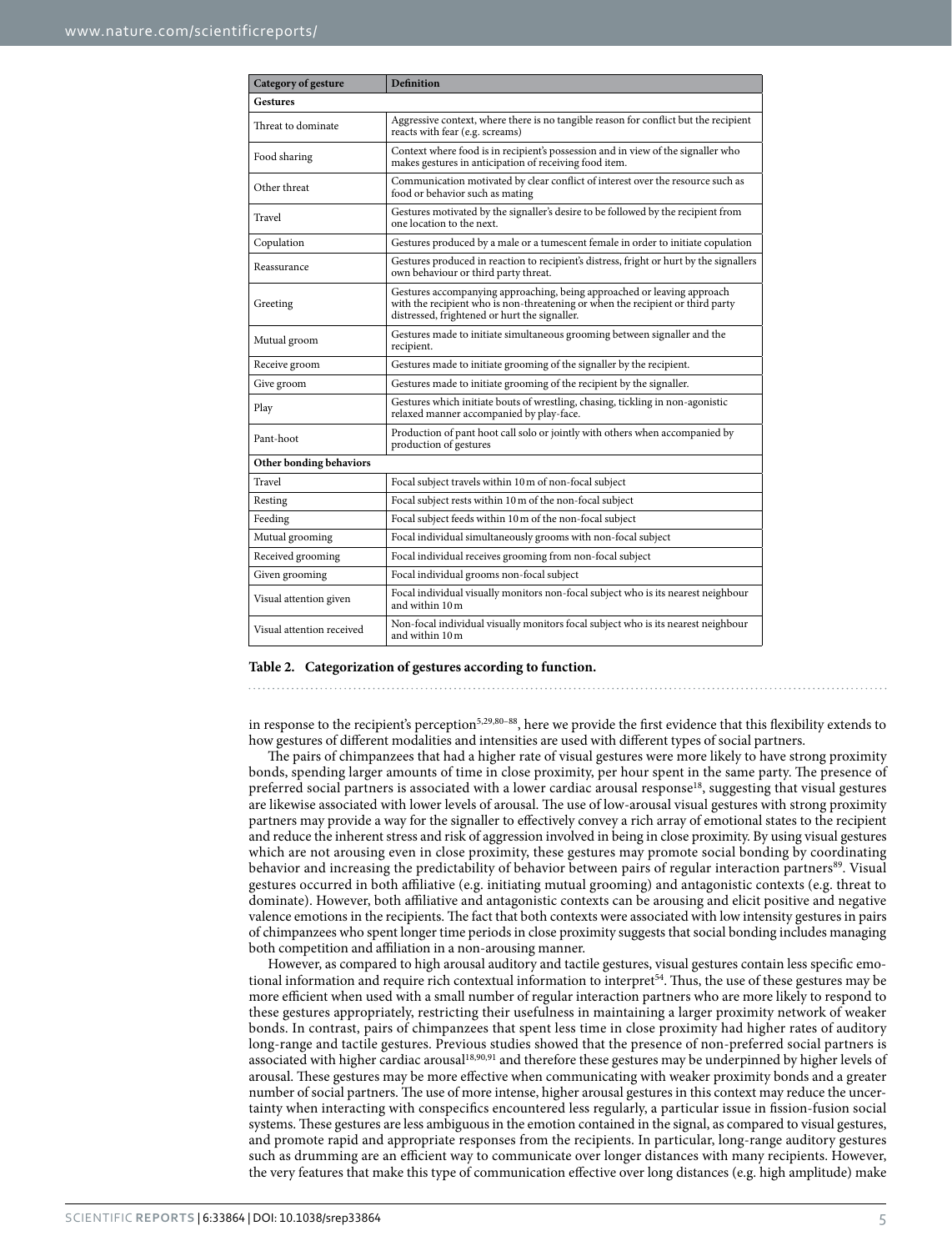| Category of gesture | Definition |
|---|---|
| **Gestures** | |
| Threat to dominate | Aggressive context, where there is no tangible reason for conflict but the recipient reacts with fear (e.g. screams) |
| Food sharing | Context where food is in recipient's possession and in view of the signaller who makes gestures in anticipation of receiving food item. |
| Other threat | Communication motivated by clear conflict of interest over the resource such as food or behavior such as mating |
| Travel | Gestures motivated by the signaller's desire to be followed by the recipient from one location to the next. |
| Copulation | Gestures produced by a male or a tumescent female in order to initiate copulation |
| Reassurance | Gestures produced in reaction to recipient's distress, fright or hurt by the signallers own behaviour or third party threat. |
| Greeting | Gestures accompanying approaching, being approached or leaving approach with the recipient who is non-threatening or when the recipient or third party distressed, frightened or hurt the signaller. |
| Mutual groom | Gestures made to initiate simultaneous grooming between signaller and the recipient. |
| Receive groom | Gestures made to initiate grooming of the signaller by the recipient. |
| Give groom | Gestures made to initiate grooming of the recipient by the signaller. |
| Play | Gestures which initiate bouts of wrestling, chasing, tickling in non-agonistic relaxed manner accompanied by play-face. |
| Pant-hoot | Production of pant hoot call solo or jointly with others when accompanied by production of gestures |
| **Other bonding behaviors** | |
| Travel | Focal subject travels within 10 m of non-focal subject |
| Resting | Focal subject rests within 10 m of the non-focal subject |
| Feeding | Focal subject feeds within 10 m of the non-focal subject |
| Mutual grooming | Focal individual simultaneously grooms with non-focal subject |
| Received grooming | Focal individual receives grooming from non-focal subject |
| Given grooming | Focal individual grooms non-focal subject |
| Visual attention given | Focal individual visually monitors non-focal subject who is its nearest neighbour and within 10 m |
| Visual attention received | Non-focal individual visually monitors focal subject who is its nearest neighbour and within 10 m |

**Table 2. Categorization of gestures according to function.**

in response to the recipient's perception[5,29,80–88], here we provide the first evidence that this flexibility extends to how gestures of different modalities and intensities are used with different types of social partners.

The pairs of chimpanzees that had a higher rate of visual gestures were more likely to have strong proximity bonds, spending larger amounts of time in close proximity, per hour spent in the same party. The presence of preferred social partners is associated with a lower cardiac arousal response[18], suggesting that visual gestures are likewise associated with lower levels of arousal. The use of low-arousal visual gestures with strong proximity partners may provide a way for the signaller to effectively convey a rich array of emotional states to the recipient and reduce the inherent stress and risk of aggression involved in being in close proximity. By using visual gestures which are not arousing even in close proximity, these gestures may promote social bonding by coordinating behavior and increasing the predictability of behavior between pairs of regular interaction partners[89]. Visual gestures occurred in both affiliative (e.g. initiating mutual grooming) and antagonistic contexts (e.g. threat to dominate). However, both affiliative and antagonistic contexts can be arousing and elicit positive and negative valence emotions in the recipients. The fact that both contexts were associated with low intensity gestures in pairs of chimpanzees who spent longer time periods in close proximity suggests that social bonding includes managing both competition and affiliation in a non-arousing manner.

However, as compared to high arousal auditory and tactile gestures, visual gestures contain less specific emotional information and require rich contextual information to interpret[54]. Thus, the use of these gestures may be more efficient when used with a small number of regular interaction partners who are more likely to respond to these gestures appropriately, restricting their usefulness in maintaining a larger proximity network of weaker bonds. In contrast, pairs of chimpanzees that spent less time in close proximity had higher rates of auditory long-range and tactile gestures. Previous studies showed that the presence of non-preferred social partners is associated with higher cardiac arousal[18,90,91] and therefore these gestures may be underpinned by higher levels of arousal. These gestures may be more effective when communicating with weaker proximity bonds and a greater number of social partners. The use of more intense, higher arousal gestures in this context may reduce the uncertainty when interacting with conspecifics encountered less regularly, a particular issue in fission-fusion social systems. These gestures are less ambiguous in the emotion contained in the signal, as compared to visual gestures, and promote rapid and appropriate responses from the recipients. In particular, long-range auditory gestures such as drumming are an efficient way to communicate over longer distances with many recipients. However, the very features that make this type of communication effective over long distances (e.g. high amplitude) make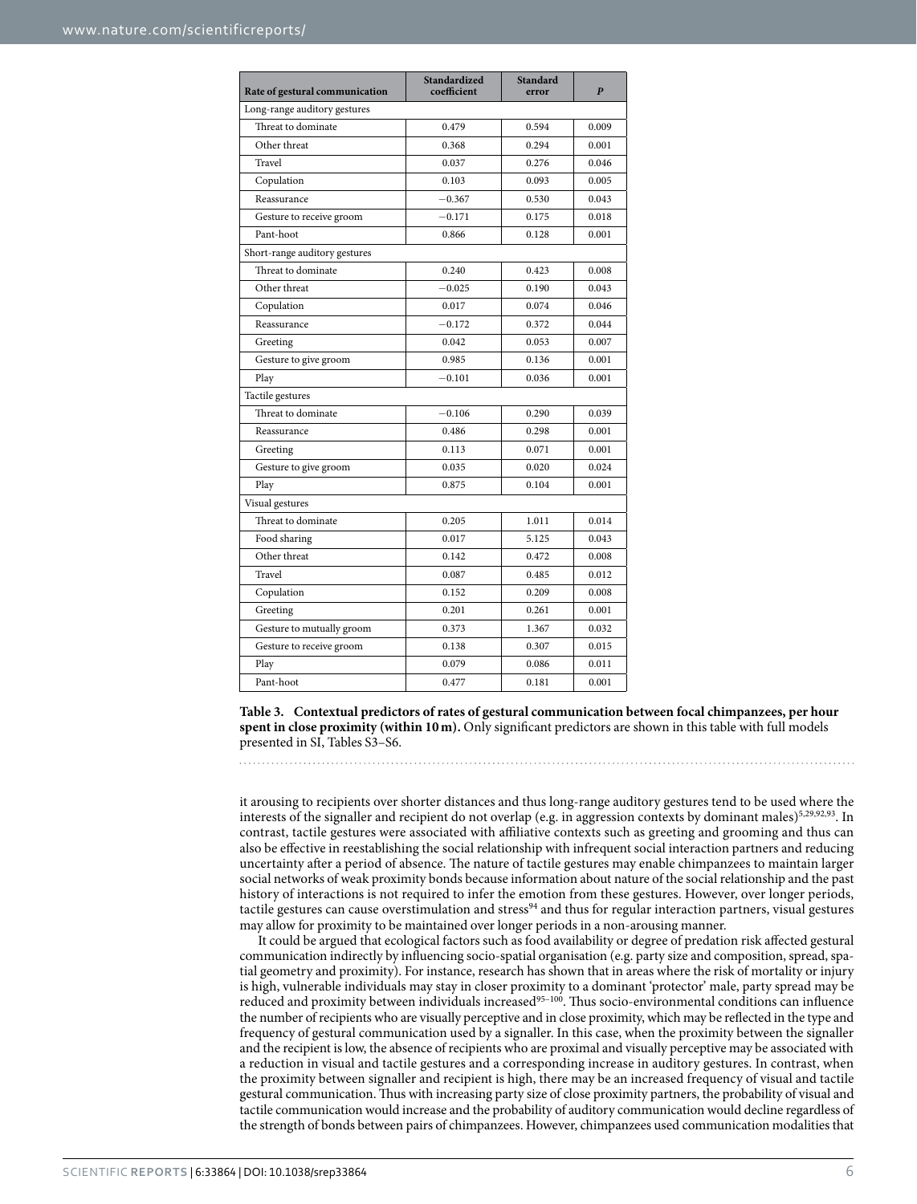| Rate of gestural communication | Standardized coefficient | Standard error | *P* |
|---|---|---|---|
| Long-range auditory gestures | | | |
| Threat to dominate | 0.479 | 0.594 | 0.009 |
| Other threat | 0.368 | 0.294 | 0.001 |
| Travel | 0.037 | 0.276 | 0.046 |
| Copulation | 0.103 | 0.093 | 0.005 |
| Reassurance | −0.367 | 0.530 | 0.043 |
| Gesture to receive groom | −0.171 | 0.175 | 0.018 |
| Pant-hoot | 0.866 | 0.128 | 0.001 |
| Short-range auditory gestures | | | |
| Threat to dominate | 0.240 | 0.423 | 0.008 |
| Other threat | −0.025 | 0.190 | 0.043 |
| Copulation | 0.017 | 0.074 | 0.046 |
| Reassurance | −0.172 | 0.372 | 0.044 |
| Greeting | 0.042 | 0.053 | 0.007 |
| Gesture to give groom | 0.985 | 0.136 | 0.001 |
| Play | −0.101 | 0.036 | 0.001 |
| Tactile gestures | | | |
| Threat to dominate | −0.106 | 0.290 | 0.039 |
| Reassurance | 0.486 | 0.298 | 0.001 |
| Greeting | 0.113 | 0.071 | 0.001 |
| Gesture to give groom | 0.035 | 0.020 | 0.024 |
| Play | 0.875 | 0.104 | 0.001 |
| Visual gestures | | | |
| Threat to dominate | 0.205 | 1.011 | 0.014 |
| Food sharing | 0.017 | 5.125 | 0.043 |
| Other threat | 0.142 | 0.472 | 0.008 |
| Travel | 0.087 | 0.485 | 0.012 |
| Copulation | 0.152 | 0.209 | 0.008 |
| Greeting | 0.201 | 0.261 | 0.001 |
| Gesture to mutually groom | 0.373 | 1.367 | 0.032 |
| Gesture to receive groom | 0.138 | 0.307 | 0.015 |
| Play | 0.079 | 0.086 | 0.011 |
| Pant-hoot | 0.477 | 0.181 | 0.001 |

**Table 3. Contextual predictors of rates of gestural communication between focal chimpanzees, per hour spent in close proximity (within 10 m).** Only significant predictors are shown in this table with full models presented in SI, Tables S3–S6.

it arousing to recipients over shorter distances and thus long-range auditory gestures tend to be used where the interests of the signaller and recipient do not overlap (e.g. in aggression contexts by dominant males)[5,29,92,93]. In contrast, tactile gestures were associated with affiliative contexts such as greeting and grooming and thus can also be effective in reestablishing the social relationship with infrequent social interaction partners and reducing uncertainty after a period of absence. The nature of tactile gestures may enable chimpanzees to maintain larger social networks of weak proximity bonds because information about nature of the social relationship and the past history of interactions is not required to infer the emotion from these gestures. However, over longer periods, tactile gestures can cause overstimulation and stress[94] and thus for regular interaction partners, visual gestures may allow for proximity to be maintained over longer periods in a non-arousing manner.

It could be argued that ecological factors such as food availability or degree of predation risk affected gestural communication indirectly by influencing socio-spatial organisation (e.g. party size and composition, spread, spatial geometry and proximity). For instance, research has shown that in areas where the risk of mortality or injury is high, vulnerable individuals may stay in closer proximity to a dominant 'protector' male, party spread may be reduced and proximity between individuals increased[95–100]. Thus socio-environmental conditions can influence the number of recipients who are visually perceptive and in close proximity, which may be reflected in the type and frequency of gestural communication used by a signaller. In this case, when the proximity between the signaller and the recipient is low, the absence of recipients who are proximal and visually perceptive may be associated with a reduction in visual and tactile gestures and a corresponding increase in auditory gestures. In contrast, when the proximity between signaller and recipient is high, there may be an increased frequency of visual and tactile gestural communication. Thus with increasing party size of close proximity partners, the probability of visual and tactile communication would increase and the probability of auditory communication would decline regardless of the strength of bonds between pairs of chimpanzees. However, chimpanzees used communication modalities that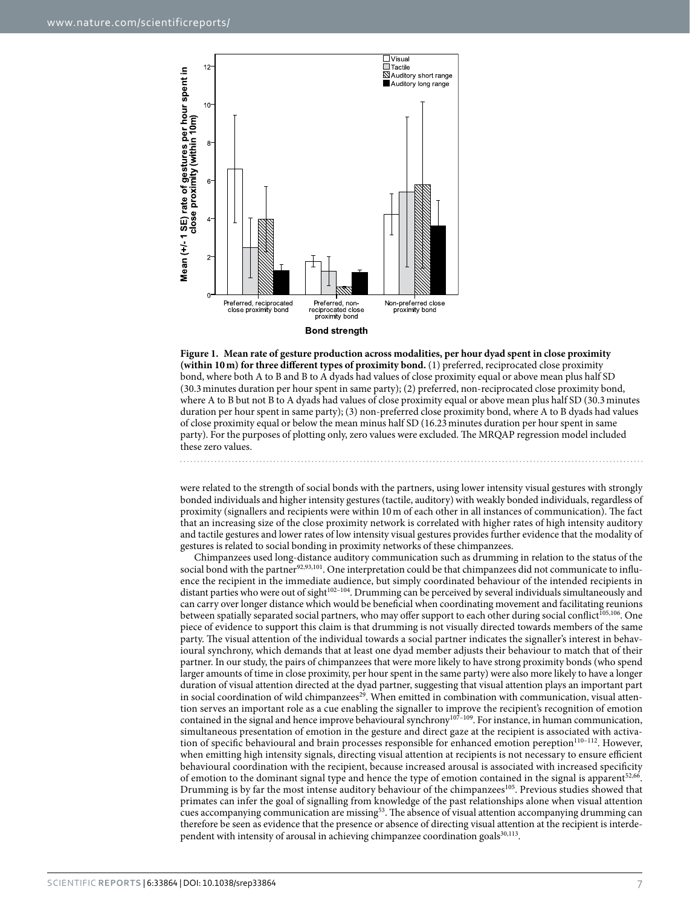Mean (+/- 1 SE) rate of gestures per hour spent in close proximity (within 10m)

12
10
8
6
4
2
0

Visual
Tactile
Auditory short range
Auditory long range

Preferred, reciprocated close proximity bond
Preferred, non-reciprocated close proximity bond
Non-preferred close proximity bond

Bond strength

**Figure 1. Mean rate of gesture production across modalities, per hour dyad spent in close proximity (within 10 m) for three different types of proximity bond.** (1) preferred, reciprocated close proximity bond, where both A to B and B to A dyads had values of close proximity equal or above mean plus half SD (30.3 minutes duration per hour spent in same party); (2) preferred, non-reciprocated close proximity bond, where A to B but not B to A dyads had values of close proximity equal or above mean plus half SD (30.3 minutes duration per hour spent in same party); (3) non-preferred close proximity bond, where A to B dyads had values of close proximity equal or below the mean minus half SD (16.23 minutes duration per hour spent in same party). For the purposes of plotting only, zero values were excluded. The MRQAP regression model included these zero values.

were related to the strength of social bonds with the partners, using lower intensity visual gestures with strongly bonded individuals and higher intensity gestures (tactile, auditory) with weakly bonded individuals, regardless of proximity (signallers and recipients were within 10 m of each other in all instances of communication). The fact that an increasing size of the close proximity network is correlated with higher rates of high intensity auditory and tactile gestures and lower rates of low intensity visual gestures provides further evidence that the modality of gestures is related to social bonding in proximity networks of these chimpanzees.

Chimpanzees used long-distance auditory communication such as drumming in relation to the status of the social bond with the partner[92,93,101]. One interpretation could be that chimpanzees did not communicate to influence the recipient in the immediate audience, but simply coordinated behaviour of the intended recipients in distant parties who were out of sight[102–104]. Drumming can be perceived by several individuals simultaneously and can carry over longer distance which would be beneficial when coordinating movement and facilitating reunions between spatially separated social partners, who may offer support to each other during social conflict[105,106]. One piece of evidence to support this claim is that drumming is not visually directed towards members of the same party. The visual attention of the individual towards a social partner indicates the signaller's interest in behavioural synchrony, which demands that at least one dyad member adjusts their behaviour to match that of their partner. In our study, the pairs of chimpanzees that were more likely to have strong proximity bonds (who spend larger amounts of time in close proximity, per hour spent in the same party) were also more likely to have a longer duration of visual attention directed at the dyad partner, suggesting that visual attention plays an important part in social coordination of wild chimpanzees[29]. When emitted in combination with communication, visual attention serves an important role as a cue enabling the signaller to improve the recipient's recognition of emotion contained in the signal and hence improve behavioural synchrony[107–109]. For instance, in human communication, simultaneous presentation of emotion in the gesture and direct gaze at the recipient is associated with activation of specific behavioural and brain processes responsible for enhanced emotion pereption[110–112]. However, when emitting high intensity signals, directing visual attention at recipients is not necessary to ensure efficient behavioural coordination with the recipient, because increased arousal is associated with increased specificity of emotion to the dominant signal type and hence the type of emotion contained in the signal is apparent[52,66]. Drumming is by far the most intense auditory behaviour of the chimpanzees[105]. Previous studies showed that primates can infer the goal of signalling from knowledge of the past relationships alone when visual attention cues accompanying communication are missing[53]. The absence of visual attention accompanying drumming can therefore be seen as evidence that the presence or absence of directing visual attention at the recipient is interdependent with intensity of arousal in achieving chimpanzee coordination goals[30,113].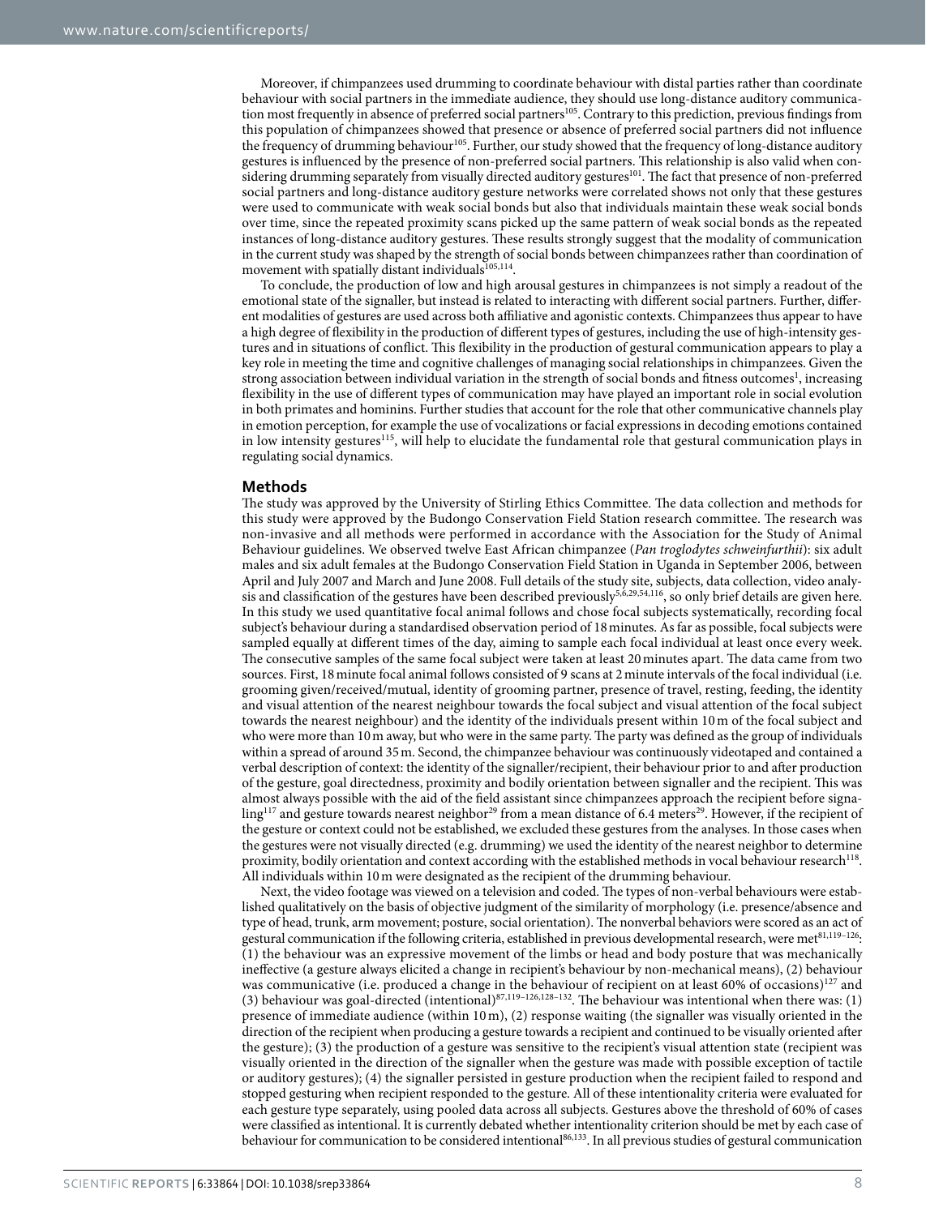Moreover, if chimpanzees used drumming to coordinate behaviour with distal parties rather than coordinate behaviour with social partners in the immediate audience, they should use long-distance auditory communication most frequently in absence of preferred social partners[105]. Contrary to this prediction, previous findings from this population of chimpanzees showed that presence or absence of preferred social partners did not influence the frequency of drumming behaviour[105]. Further, our study showed that the frequency of long-distance auditory gestures is influenced by the presence of non-preferred social partners. This relationship is also valid when considering drumming separately from visually directed auditory gestures[101]. The fact that presence of non-preferred social partners and long-distance auditory gesture networks were correlated shows not only that these gestures were used to communicate with weak social bonds but also that individuals maintain these weak social bonds over time, since the repeated proximity scans picked up the same pattern of weak social bonds as the repeated instances of long-distance auditory gestures. These results strongly suggest that the modality of communication in the current study was shaped by the strength of social bonds between chimpanzees rather than coordination of movement with spatially distant individuals[105,114].

To conclude, the production of low and high arousal gestures in chimpanzees is not simply a readout of the emotional state of the signaller, but instead is related to interacting with different social partners. Further, different modalities of gestures are used across both affiliative and agonistic contexts. Chimpanzees thus appear to have a high degree of flexibility in the production of different types of gestures, including the use of high-intensity gestures and in situations of conflict. This flexibility in the production of gestural communication appears to play a key role in meeting the time and cognitive challenges of managing social relationships in chimpanzees. Given the strong association between individual variation in the strength of social bonds and fitness outcomes[1], increasing flexibility in the use of different types of communication may have played an important role in social evolution in both primates and hominins. Further studies that account for the role that other communicative channels play in emotion perception, for example the use of vocalizations or facial expressions in decoding emotions contained in low intensity gestures[115], will help to elucidate the fundamental role that gestural communication plays in regulating social dynamics.

## Methods

The study was approved by the University of Stirling Ethics Committee. The data collection and methods for this study were approved by the Budongo Conservation Field Station research committee. The research was non-invasive and all methods were performed in accordance with the Association for the Study of Animal Behaviour guidelines. We observed twelve East African chimpanzee (*Pan troglodytes schweinfurthii*): six adult males and six adult females at the Budongo Conservation Field Station in Uganda in September 2006, between April and July 2007 and March and June 2008. Full details of the study site, subjects, data collection, video analysis and classification of the gestures have been described previously[5,6,29,54,116], so only brief details are given here. In this study we used quantitative focal animal follows and chose focal subjects systematically, recording focal subject's behaviour during a standardised observation period of 18 minutes. As far as possible, focal subjects were sampled equally at different times of the day, aiming to sample each focal individual at least once every week. The consecutive samples of the same focal subject were taken at least 20 minutes apart. The data came from two sources. First, 18 minute focal animal follows consisted of 9 scans at 2 minute intervals of the focal individual (i.e. grooming given/received/mutual, identity of grooming partner, presence of travel, resting, feeding, the identity and visual attention of the nearest neighbour towards the focal subject and visual attention of the focal subject towards the nearest neighbour) and the identity of the individuals present within 10 m of the focal subject and who were more than 10 m away, but who were in the same party. The party was defined as the group of individuals within a spread of around 35 m. Second, the chimpanzee behaviour was continuously videotaped and contained a verbal description of context: the identity of the signaller/recipient, their behaviour prior to and after production of the gesture, goal directedness, proximity and bodily orientation between signaller and the recipient. This was almost always possible with the aid of the field assistant since chimpanzees approach the recipient before signaling[117] and gesture towards nearest neighbor[29] from a mean distance of 6.4 meters[29]. However, if the recipient of the gesture or context could not be established, we excluded these gestures from the analyses. In those cases when the gestures were not visually directed (e.g. drumming) we used the identity of the nearest neighbor to determine proximity, bodily orientation and context according with the established methods in vocal behaviour research[118]. All individuals within 10 m were designated as the recipient of the drumming behaviour.

Next, the video footage was viewed on a television and coded. The types of non-verbal behaviours were established qualitatively on the basis of objective judgment of the similarity of morphology (i.e. presence/absence and type of head, trunk, arm movement; posture, social orientation). The nonverbal behaviors were scored as an act of gestural communication if the following criteria, established in previous developmental research, were met[81,119–126]: (1) the behaviour was an expressive movement of the limbs or head and body posture that was mechanically ineffective (a gesture always elicited a change in recipient's behaviour by non-mechanical means), (2) behaviour was communicative (i.e. produced a change in the behaviour of recipient on at least 60% of occasions)[127] and (3) behaviour was goal-directed (intentional)[87,119–126,128–132]. The behaviour was intentional when there was: (1) presence of immediate audience (within 10 m), (2) response waiting (the signaller was visually oriented in the direction of the recipient when producing a gesture towards a recipient and continued to be visually oriented after the gesture); (3) the production of a gesture was sensitive to the recipient's visual attention state (recipient was visually oriented in the direction of the signaller when the gesture was made with possible exception of tactile or auditory gestures); (4) the signaller persisted in gesture production when the recipient failed to respond and stopped gesturing when recipient responded to the gesture. All of these intentionality criteria were evaluated for each gesture type separately, using pooled data across all subjects. Gestures above the threshold of 60% of cases were classified as intentional. It is currently debated whether intentionality criterion should be met by each case of behaviour for communication to be considered intentional[86,133]. In all previous studies of gestural communication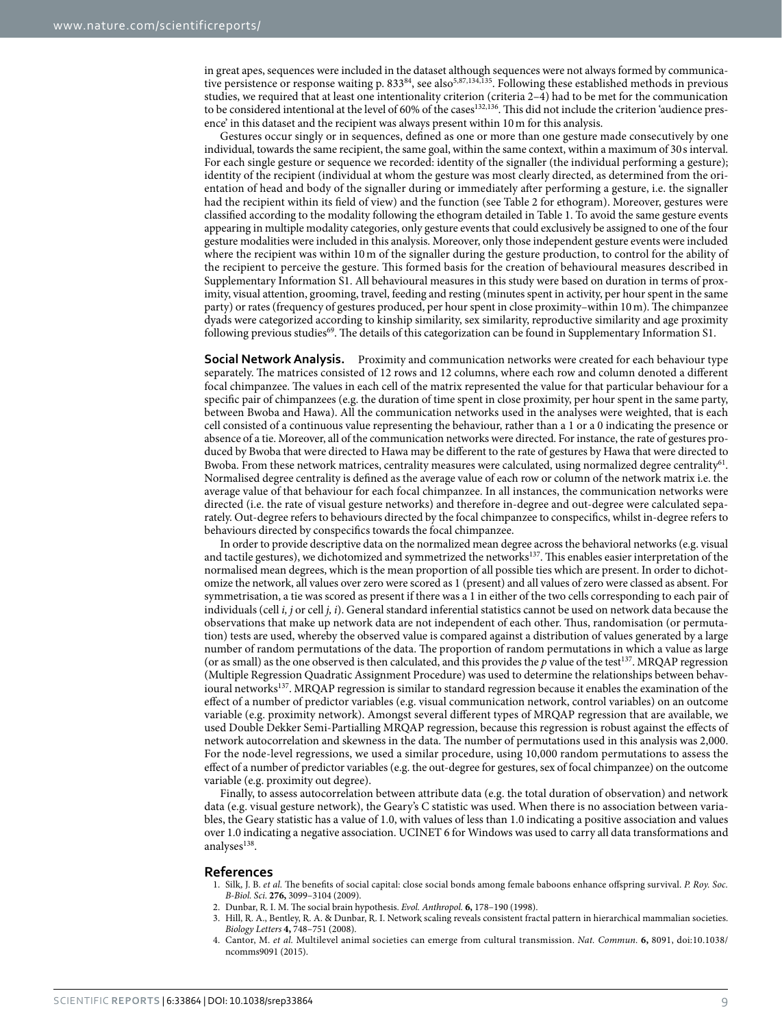in great apes, sequences were included in the dataset although sequences were not always formed by communicative persistence or response waiting p. 833[84], see also[5,87,134,135]. Following these established methods in previous studies, we required that at least one intentionality criterion (criteria 2–4) had to be met for the communication to be considered intentional at the level of 60% of the cases[132,136]. This did not include the criterion 'audience presence' in this dataset and the recipient was always present within 10 m for this analysis.

Gestures occur singly or in sequences, defined as one or more than one gesture made consecutively by one individual, towards the same recipient, the same goal, within the same context, within a maximum of 30 s interval. For each single gesture or sequence we recorded: identity of the signaller (the individual performing a gesture); identity of the recipient (individual at whom the gesture was most clearly directed, as determined from the orientation of head and body of the signaller during or immediately after performing a gesture, i.e. the signaller had the recipient within its field of view) and the function (see Table 2 for ethogram). Moreover, gestures were classified according to the modality following the ethogram detailed in Table 1. To avoid the same gesture events appearing in multiple modality categories, only gesture events that could exclusively be assigned to one of the four gesture modalities were included in this analysis. Moreover, only those independent gesture events were included where the recipient was within 10 m of the signaller during the gesture production, to control for the ability of the recipient to perceive the gesture. This formed basis for the creation of behavioural measures described in Supplementary Information S1. All behavioural measures in this study were based on duration in terms of proximity, visual attention, grooming, travel, feeding and resting (minutes spent in activity, per hour spent in the same party) or rates (frequency of gestures produced, per hour spent in close proximity–within 10 m). The chimpanzee dyads were categorized according to kinship similarity, sex similarity, reproductive similarity and age proximity following previous studies[69]. The details of this categorization can be found in Supplementary Information S1.

**Social Network Analysis.** Proximity and communication networks were created for each behaviour type separately. The matrices consisted of 12 rows and 12 columns, where each row and column denoted a different focal chimpanzee. The values in each cell of the matrix represented the value for that particular behaviour for a specific pair of chimpanzees (e.g. the duration of time spent in close proximity, per hour spent in the same party, between Bwoba and Hawa). All the communication networks used in the analyses were weighted, that is each cell consisted of a continuous value representing the behaviour, rather than a 1 or a 0 indicating the presence or absence of a tie. Moreover, all of the communication networks were directed. For instance, the rate of gestures produced by Bwoba that were directed to Hawa may be different to the rate of gestures by Hawa that were directed to Bwoba. From these network matrices, centrality measures were calculated, using normalized degree centrality[61]. Normalised degree centrality is defined as the average value of each row or column of the network matrix i.e. the average value of that behaviour for each focal chimpanzee. In all instances, the communication networks were directed (i.e. the rate of visual gesture networks) and therefore in-degree and out-degree were calculated separately. Out-degree refers to behaviours directed by the focal chimpanzee to conspecifics, whilst in-degree refers to behaviours directed by conspecifics towards the focal chimpanzee.

In order to provide descriptive data on the normalized mean degree across the behavioral networks (e.g. visual and tactile gestures), we dichotomized and symmetrized the networks[137]. This enables easier interpretation of the normalised mean degrees, which is the mean proportion of all possible ties which are present. In order to dichotomize the network, all values over zero were scored as 1 (present) and all values of zero were classed as absent. For symmetrisation, a tie was scored as present if there was a 1 in either of the two cells corresponding to each pair of individuals (cell *i, j* or cell *j, i*). General standard inferential statistics cannot be used on network data because the observations that make up network data are not independent of each other. Thus, randomisation (or permutation) tests are used, whereby the observed value is compared against a distribution of values generated by a large number of random permutations of the data. The proportion of random permutations in which a value as large (or as small) as the one observed is then calculated, and this provides the $p$ value of the test[137]. MRQAP regression (Multiple Regression Quadratic Assignment Procedure) was used to determine the relationships between behavioural networks[137]. MRQAP regression is similar to standard regression because it enables the examination of the effect of a number of predictor variables (e.g. visual communication network, control variables) on an outcome variable (e.g. proximity network). Amongst several different types of MRQAP regression that are available, we used Double Dekker Semi-Partialling MRQAP regression, because this regression is robust against the effects of network autocorrelation and skewness in the data. The number of permutations used in this analysis was 2,000. For the node-level regressions, we used a similar procedure, using 10,000 random permutations to assess the effect of a number of predictor variables (e.g. the out-degree for gestures, sex of focal chimpanzee) on the outcome variable (e.g. proximity out degree).

Finally, to assess autocorrelation between attribute data (e.g. the total duration of observation) and network data (e.g. visual gesture network), the Geary's C statistic was used. When there is no association between variables, the Geary statistic has a value of 1.0, with values of less than 1.0 indicating a positive association and values over 1.0 indicating a negative association. UCINET 6 for Windows was used to carry all data transformations and analyses[138].

## References

1. Silk, J. B. *et al.* The benefits of social capital: close social bonds among female baboons enhance offspring survival. *P. Roy. Soc. B-Biol. Sci.* **276,** 3099–3104 (2009).
2. Dunbar, R. I. M. The social brain hypothesis. *Evol. Anthropol.* **6,** 178–190 (1998).
3. Hill, R. A., Bentley, R. A. & Dunbar, R. I. Network scaling reveals consistent fractal pattern in hierarchical mammalian societies. *Biology Letters* **4,** 748–751 (2008).
4. Cantor, M. *et al.* Multilevel animal societies can emerge from cultural transmission. *Nat. Commun.* **6,** 8091, doi:10.1038/ncomms9091 (2015).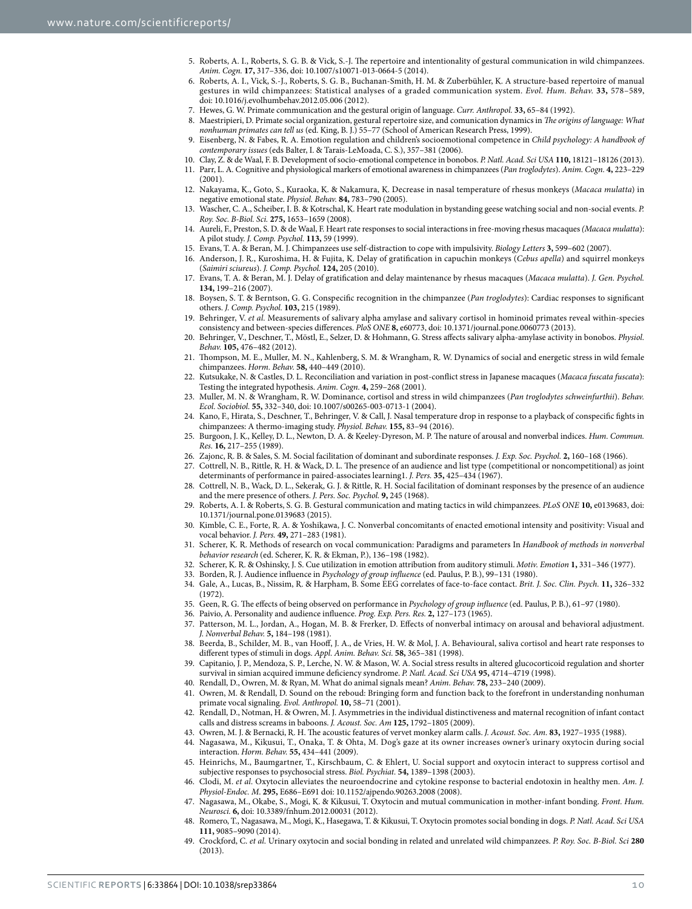5. Roberts, A. I., Roberts, S. G. B. & Vick, S.-J. The repertoire and intentionality of gestural communication in wild chimpanzees. *Anim. Cogn.* **17,** 317–336, doi: 10.1007/s10071-013-0664-5 (2014).
6. Roberts, A. I., Vick, S.-J., Roberts, S. G. B., Buchanan-Smith, H. M. & Zuberbühler, K. A structure-based repertoire of manual gestures in wild chimpanzees: Statistical analyses of a graded communication system. *Evol. Hum. Behav.* **33,** 578–589, doi: 10.1016/j.evolhumbehav.2012.05.006 (2012).
7. Hewes, G. W. Primate communication and the gestural origin of language. *Curr. Anthropol.* **33,** 65–84 (1992).
8. Maestripieri, D. Primate social organization, gestural repertoire size, and comunication dynamics in *The origins of language: What nonhuman primates can tell us* (ed. King, B. J.) 55–77 (School of American Research Press, 1999).
9. Eisenberg, N. & Fabes, R. A. Emotion regulation and children's socioemotional competence in *Child psychology: A handbook of contemporary issues* (eds Balter, I. & Tarais-LeMoada, C. S.), 357–381 (2006).
10. Clay, Z. & de Waal, F. B. Development of socio-emotional competence in bonobos. *P. Natl. Acad. Sci USA* **110,** 18121–18126 (2013).
11. Parr, L. A. Cognitive and physiological markers of emotional awareness in chimpanzees (*Pan troglodytes*). *Anim. Cogn.* **4,** 223–229 (2001).
12. Nakayama, K., Goto, S., Kuraoka, K. & Nakamura, K. Decrease in nasal temperature of rhesus monkeys (*Macaca mulatta*) in negative emotional state. *Physiol. Behav.* **84,** 783–790 (2005).
13. Wascher, C. A., Scheiber, I. B. & Kotrschal, K. Heart rate modulation in bystanding geese watching social and non-social events. *P. Roy. Soc. B-Biol. Sci.* **275,** 1653–1659 (2008).
14. Aureli, F., Preston, S. D. & de Waal, F. Heart rate responses to social interactions in free-moving rhesus macaques *(Macaca mulatta*): A pilot study. *J. Comp. Psychol.* **113,** 59 (1999).
15. Evans, T. A. & Beran, M. J. Chimpanzees use self-distraction to cope with impulsivity. *Biology Letters* **3,** 599–602 (2007).
16. Anderson, J. R., Kuroshima, H. & Fujita, K. Delay of gratification in capuchin monkeys (*Cebus apella*) and squirrel monkeys (*Saimiri sciureus*). *J. Comp. Psychol.* **124,** 205 (2010).
17. Evans, T. A. & Beran, M. J. Delay of gratification and delay maintenance by rhesus macaques (*Macaca mulatta*). *J. Gen. Psychol.* **134,** 199–216 (2007).
18. Boysen, S. T. & Berntson, G. G. Conspecific recognition in the chimpanzee (*Pan troglodytes*): Cardiac responses to significant others. *J. Comp. Psychol.* **103,** 215 (1989).
19. Behringer, V. *et al.* Measurements of salivary alpha amylase and salivary cortisol in hominoid primates reveal within-species consistency and between-species differences. *PloS ONE* **8,** e60773, doi: 10.1371/journal.pone.0060773 (2013).
20. Behringer, V., Deschner, T., Möstl, E., Selzer, D. & Hohmann, G. Stress affects salivary alpha-amylase activity in bonobos. *Physiol. Behav.* **105,** 476–482 (2012).
21. Thompson, M. E., Muller, M. N., Kahlenberg, S. M. & Wrangham, R. W. Dynamics of social and energetic stress in wild female chimpanzees. *Horm. Behav.* **58,** 440–449 (2010).
22. Kutsukake, N. & Castles, D. L. Reconciliation and variation in post-conflict stress in Japanese macaques (*Macaca fuscata fuscata*): Testing the integrated hypothesis. *Anim. Cogn.* **4,** 259–268 (2001).
23. Muller, M. N. & Wrangham, R. W. Dominance, cortisol and stress in wild chimpanzees (*Pan troglodytes schweinfurthii*). *Behav. Ecol. Sociobiol.* **55,** 332–340, doi: 10.1007/s00265-003-0713-1 (2004).
24. Kano, F., Hirata, S., Deschner, T., Behringer, V. & Call, J. Nasal temperature drop in response to a playback of conspecific fights in chimpanzees: A thermo-imaging study. *Physiol. Behav.* **155,** 83–94 (2016).
25. Burgoon, J. K., Kelley, D. L., Newton, D. A. & Keeley-Dyreson, M. P. The nature of arousal and nonverbal indices. *Hum. Commun. Res.* **16,** 217–255 (1989).
26. Zajonc, R. B. & Sales, S. M. Social facilitation of dominant and subordinate responses. *J. Exp. Soc. Psychol.* **2,** 160–168 (1966).
27. Cottrell, N. B., Rittle, R. H. & Wack, D. L. The presence of an audience and list type (competitional or noncompetitional) as joint determinants of performance in paired-associates learning1. *J. Pers.* **35,** 425–434 (1967).
28. Cottrell, N. B., Wack, D. L., Sekerak, G. J. & Rittle, R. H. Social facilitation of dominant responses by the presence of an audience and the mere presence of others. *J. Pers. Soc. Psychol.* **9,** 245 (1968).
29. Roberts, A. I. & Roberts, S. G. B. Gestural communication and mating tactics in wild chimpanzees. *PLoS ONE* **10,** e0139683, doi: 10.1371/journal.pone.0139683 (2015).
30. Kimble, C. E., Forte, R. A. & Yoshikawa, J. C. Nonverbal concomitants of enacted emotional intensity and positivity: Visual and vocal behavior. *J. Pers.* **49,** 271–283 (1981).
31. Scherer, K. R. Methods of research on vocal communication: Paradigms and parameters In *Handbook of methods in nonverbal behavior research* (ed. Scherer, K. R. & Ekman, P.), 136–198 (1982).
32. Scherer, K. R. & Oshinsky, J. S. Cue utilization in emotion attribution from auditory stimuli. *Motiv. Emotion* **1,** 331–346 (1977).
33. Borden, R. J. Audience influence in *Psychology of group influence* (ed. Paulus, P. B.), 99–131 (1980).
34. Gale, A., Lucas, B., Nissim, R. & Harpham, B. Some EEG correlates of face-to-face contact. *Brit. J. Soc. Clin. Psych.* **11,** 326–332 (1972).
35. Geen, R. G. The effects of being observed on performance in *Psychology of group influence* (ed. Paulus, P. B.), 61–97 (1980).
36. Paivio, A. Personality and audience influence. *Prog. Exp. Pers. Res.* **2,** 127–173 (1965).
37. Patterson, M. L., Jordan, A., Hogan, M. B. & Frerker, D. Effects of nonverbal intimacy on arousal and behavioral adjustment. *J. Nonverbal Behav.* **5,** 184–198 (1981).
38. Beerda, B., Schilder, M. B., van Hooff, J. A., de Vries, H. W. & Mol, J. A. Behavioural, saliva cortisol and heart rate responses to different types of stimuli in dogs. *Appl. Anim. Behav. Sci.* **58,** 365–381 (1998).
39. Capitanio, J. P., Mendoza, S. P., Lerche, N. W. & Mason, W. A. Social stress results in altered glucocorticoid regulation and shorter survival in simian acquired immune deficiency syndrome. *P. Natl. Acad. Sci USA* **95,** 4714–4719 (1998).
40. Rendall, D., Owren, M. & Ryan, M. What do animal signals mean? *Anim. Behav.* **78,** 233–240 (2009).
41. Owren, M. & Rendall, D. Sound on the rebound: Bringing form and function back to the forefront in understanding nonhuman primate vocal signaling. *Evol. Anthropol.* **10,** 58–71 (2001).
42. Rendall, D., Notman, H. & Owren, M. J. Asymmetries in the individual distinctiveness and maternal recognition of infant contact calls and distress screams in baboons. *J. Acoust. Soc. Am* **125,** 1792–1805 (2009).
43. Owren, M. J. & Bernacki, R. H. The acoustic features of vervet monkey alarm calls. *J. Acoust. Soc. Am.* **83,** 1927–1935 (1988).
44. Nagasawa, M., Kikusui, T., Onaka, T. & Ohta, M. Dog's gaze at its owner increases owner's urinary oxytocin during social interaction. *Horm. Behav.* **55,** 434–441 (2009).
45. Heinrichs, M., Baumgartner, T., Kirschbaum, C. & Ehlert, U. Social support and oxytocin interact to suppress cortisol and subjective responses to psychosocial stress. *Biol. Psychiat.* **54,** 1389–1398 (2003).
46. Clodi, M. *et al.* Oxytocin alleviates the neuroendocrine and cytokine response to bacterial endotoxin in healthy men. *Am. J. Physiol-Endoc. M.* **295,** E686–E691 doi: 10.1152/ajpendo.90263.2008 (2008).
47. Nagasawa, M., Okabe, S., Mogi, K. & Kikusui, T. Oxytocin and mutual communication in mother-infant bonding. *Front. Hum. Neurosci.* **6,** doi: 10.3389/fnhum.2012.00031 (2012).
48. Romero, T., Nagasawa, M., Mogi, K., Hasegawa, T. & Kikusui, T. Oxytocin promotes social bonding in dogs. *P. Natl. Acad. Sci USA* **111,** 9085–9090 (2014).
49. Crockford, C. *et al.* Urinary oxytocin and social bonding in related and unrelated wild chimpanzees. *P. Roy. Soc. B-Biol. Sci* **280** (2013).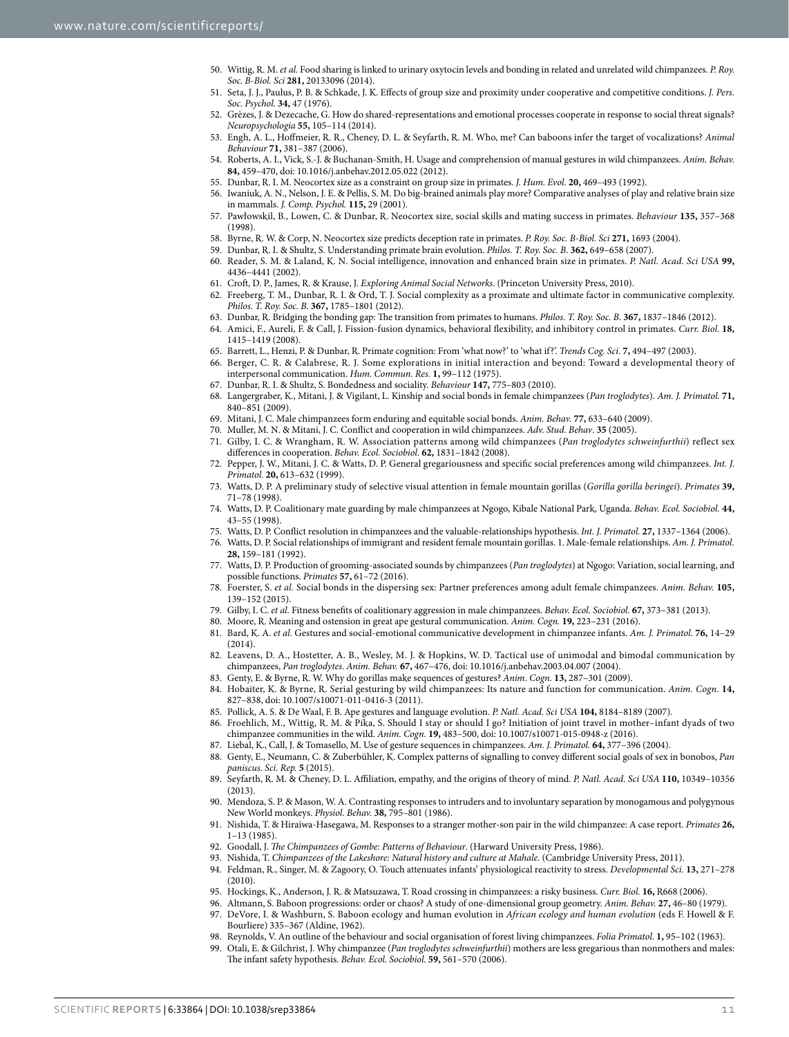50. Wittig, R. M. *et al.* Food sharing is linked to urinary oxytocin levels and bonding in related and unrelated wild chimpanzees. *P. Roy. Soc. B-Biol. Sci* **281,** 20133096 (2014).
51. Seta, J. J., Paulus, P. B. & Schkade, J. K. Effects of group size and proximity under cooperative and competitive conditions. *J. Pers. Soc. Psychol.* **34,** 47 (1976).
52. Grèzes, J. & Dezecache, G. How do shared-representations and emotional processes cooperate in response to social threat signals? *Neuropsychologia* **55,** 105–114 (2014).
53. Engh, A. L., Hoffmeier, R. R., Cheney, D. L. & Seyfarth, R. M. Who, me? Can baboons infer the target of vocalizations? *Animal Behaviour* **71,** 381–387 (2006).
54. Roberts, A. I., Vick, S.-J. & Buchanan-Smith, H. Usage and comprehension of manual gestures in wild chimpanzees. *Anim. Behav.* **84,** 459–470, doi: 10.1016/j.anbehav.2012.05.022 (2012).
55. Dunbar, R. I. M. Neocortex size as a constraint on group size in primates. *J. Hum. Evol.* **20,** 469–493 (1992).
56. Iwaniuk, A. N., Nelson, J. E. & Pellis, S. M. Do big-brained animals play more? Comparative analyses of play and relative brain size in mammals. *J. Comp. Psychol.* **115,** 29 (2001).
57. Pawłowskil, B., Lowen, C. & Dunbar, R. Neocortex size, social skills and mating success in primates. *Behaviour* **135,** 357–368 (1998).
58. Byrne, R. W. & Corp, N. Neocortex size predicts deception rate in primates. *P. Roy. Soc. B-Biol. Sci* **271,** 1693 (2004).
59. Dunbar, R. I. & Shultz, S. Understanding primate brain evolution. *Philos. T. Roy. Soc. B*. **362,** 649–658 (2007).
60. Reader, S. M. & Laland, K. N. Social intelligence, innovation and enhanced brain size in primates. *P. Natl. Acad. Sci USA* **99,** 4436–4441 (2002).
61. Croft, D. P., James, R. & Krause, J. *Exploring Animal Social Networks*. (Princeton University Press, 2010).
62. Freeberg, T. M., Dunbar, R. I. & Ord, T. J. Social complexity as a proximate and ultimate factor in communicative complexity. *Philos. T. Roy. Soc. B*. **367,** 1785–1801 (2012).
63. Dunbar, R. Bridging the bonding gap: The transition from primates to humans. *Philos. T. Roy. Soc. B*. **367,** 1837–1846 (2012).
64. Amici, F., Aureli, F. & Call, J. Fission-fusion dynamics, behavioral flexibility, and inhibitory control in primates. *Curr. Biol.* **18,** 1415–1419 (2008).
65. Barrett, L., Henzi, P. & Dunbar, R. Primate cognition: From 'what now?' to 'what if?'. *Trends Cog. Sci*. **7,** 494–497 (2003).
66. Berger, C. R. & Calabrese, R. J. Some explorations in initial interaction and beyond: Toward a developmental theory of interpersonal communication. *Hum. Commun. Res.* **1,** 99–112 (1975).
67. Dunbar, R. I. & Shultz, S. Bondedness and sociality. *Behaviour* **147,** 775–803 (2010).
68. Langergraber, K., Mitani, J. & Vigilant, L. Kinship and social bonds in female chimpanzees (*Pan troglodytes*). *Am. J. Primatol.* **71,** 840–851 (2009).
69. Mitani, J. C. Male chimpanzees form enduring and equitable social bonds. *Anim. Behav.* **77,** 633–640 (2009).
70. Muller, M. N. & Mitani, J. C. Conflict and cooperation in wild chimpanzees. *Adv. Stud. Behav*. **35** (2005).
71. Gilby, I. C. & Wrangham, R. W. Association patterns among wild chimpanzees (*Pan troglodytes schweinfurthii*) reflect sex differences in cooperation. *Behav. Ecol. Sociobiol.* **62,** 1831–1842 (2008).
72. Pepper, J. W., Mitani, J. C. & Watts, D. P. General gregariousness and specific social preferences among wild chimpanzees. *Int. J. Primatol.* **20,** 613–632 (1999).
73. Watts, D. P. A preliminary study of selective visual attention in female mountain gorillas (*Gorilla gorilla beringei*). *Primates* **39,** 71–78 (1998).
74. Watts, D. P. Coalitionary mate guarding by male chimpanzees at Ngogo, Kibale National Park, Uganda. *Behav. Ecol. Sociobiol.* **44,** 43–55 (1998).
75. Watts, D. P. Conflict resolution in chimpanzees and the valuable-relationships hypothesis. *Int. J. Primatol.* **27,** 1337–1364 (2006).
76. Watts, D. P. Social relationships of immigrant and resident female mountain gorillas. 1. Male-female relationships. *Am. J. Primatol.* **28,** 159–181 (1992).
77. Watts, D. P. Production of grooming-associated sounds by chimpanzees (*Pan troglodytes*) at Ngogo: Variation, social learning, and possible functions. *Primates* **57,** 61–72 (2016).
78. Foerster, S. *et al.* Social bonds in the dispersing sex: Partner preferences among adult female chimpanzees. *Anim. Behav.* **105,** 139–152 (2015).
79. Gilby, I. C. *et al.* Fitness benefits of coalitionary aggression in male chimpanzees. *Behav. Ecol. Sociobiol.* **67,** 373–381 (2013).
80. Moore, R. Meaning and ostension in great ape gestural communication. *Anim. Cogn.* **19,** 223–231 (2016).
81. Bard, K. A. *et al.* Gestures and social-emotional communicative development in chimpanzee infants. *Am. J. Primatol.* **76,** 14–29 (2014).
82. Leavens, D. A., Hostetter, A. B., Wesley, M. J. & Hopkins, W. D. Tactical use of unimodal and bimodal communication by chimpanzees, *Pan troglodytes*. *Anim. Behav.* **67,** 467–476, doi: 10.1016/j.anbehav.2003.04.007 (2004).
83. Genty, E. & Byrne, R. W. Why do gorillas make sequences of gestures? *Anim. Cogn.* **13,** 287–301 (2009).
84. Hobaiter, K. & Byrne, R. Serial gesturing by wild chimpanzees: Its nature and function for communication. *Anim. Cogn*. **14,** 827–838, doi: 10.1007/s10071-011-0416-3 (2011).
85. Pollick, A. S. & De Waal, F. B. Ape gestures and language evolution. *P. Natl. Acad. Sci USA* **104,** 8184–8189 (2007).
86. Froehlich, M., Wittig, R. M. & Pika, S. Should I stay or should I go? Initiation of joint travel in mother–infant dyads of two chimpanzee communities in the wild. *Anim. Cogn.* **19,** 483–500, doi: 10.1007/s10071-015-0948-z (2016).
87. Liebal, K., Call, J. & Tomasello, M. Use of gesture sequences in chimpanzees. *Am. J. Primatol.* **64,** 377–396 (2004).
88. Genty, E., Neumann, C. & Zuberbühler, K. Complex patterns of signalling to convey different social goals of sex in bonobos, *Pan paniscus*. *Sci. Rep.* **5** (2015).
89. Seyfarth, R. M. & Cheney, D. L. Affiliation, empathy, and the origins of theory of mind. *P. Natl. Acad. Sci USA* **110,** 10349–10356 (2013).
90. Mendoza, S. P. & Mason, W. A. Contrasting responses to intruders and to involuntary separation by monogamous and polygynous New World monkeys. *Physiol. Behav.* **38,** 795–801 (1986).
91. Nishida, T. & Hiraiwa-Hasegawa, M. Responses to a stranger mother-son pair in the wild chimpanzee: A case report. *Primates* **26,** 1–13 (1985).
92. Goodall, J. *The Chimpanzees of Gombe: Patterns of Behaviour*. (Harward University Press, 1986).
93. Nishida, T. *Chimpanzees of the Lakeshore: Natural history and culture at Mahale*. (Cambridge University Press, 2011).
94. Feldman, R., Singer, M. & Zagoory, O. Touch attenuates infants' physiological reactivity to stress. *Developmental Sci.* **13,** 271–278 (2010).
95. Hockings, K., Anderson, J. R. & Matsuzawa, T. Road crossing in chimpanzees: a risky business. *Curr. Biol.* **16,** R668 (2006).
96. Altmann, S. Baboon progressions: order or chaos? A study of one-dimensional group geometry. *Anim. Behav.* **27,** 46–80 (1979).
97. DeVore, I. & Washburn, S. Baboon ecology and human evolution in *African ecology and human evolution* (eds F. Howell & F. Bourliere) 335–367 (Aldine, 1962).
98. Reynolds, V. An outline of the behaviour and social organisation of forest living chimpanzees. *Folia Primatol.* **1,** 95–102 (1963).
99. Otali, E. & Gilchrist, J. Why chimpanzee (*Pan troglodytes schweinfurthii*) mothers are less gregarious than nonmothers and males: The infant safety hypothesis. *Behav. Ecol. Sociobiol.* **59,** 561–570 (2006).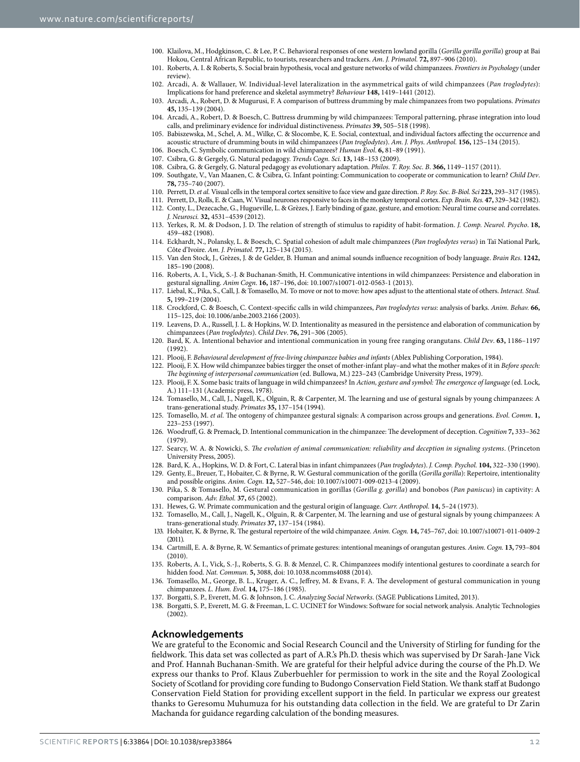100. Klailova, M., Hodgkinson, C. & Lee, P. C. Behavioral responses of one western lowland gorilla (*Gorilla gorilla gorilla*) group at Bai Hokou, Central African Republic, to tourists, researchers and trackers. *Am. J. Primatol.* **72,** 897–906 (2010).
101. Roberts, A. I. & Roberts, S. Social brain hypothesis, vocal and gesture networks of wild chimpanzees. *Frontiers in Psychology* (under review).
102. Arcadi, A. & Wallauer, W. Individual-level lateralization in the asymmetrical gaits of wild chimpanzees (*Pan troglodytes*): Implications for hand preference and skeletal asymmetry? *Behaviour* **148,** 1419–1441 (2012).
103. Arcadi, A., Robert, D. & Mugurusi, F. A comparison of buttress drumming by male chimpanzees from two populations. *Primates* **45,** 135–139 (2004).
104. Arcadi, A., Robert, D. & Boesch, C. Buttress drumming by wild chimpanzees: Temporal patterning, phrase integration into loud calls, and preliminary evidence for individual distinctiveness. *Primates* **39,** 505–518 (1998).
105. Babiszewska, M., Schel, A. M., Wilke, C. & Slocombe, K. E. Social, contextual, and individual factors affecting the occurrence and acoustic structure of drumming bouts in wild chimpanzees (*Pan troglodytes*). *Am. J. Phys. Anthropol.* **156,** 125–134 (2015).
106. Boesch, C. Symbolic communication in wild chimpanzees? *Human Evol*. **6,** 81–89 (1991).
107. Csibra, G. & Gergely, G. Natural pedagogy. *Trends Cogn. Sci.* **13,** 148–153 (2009).
108. Csibra, G. & Gergely, G. Natural pedagogy as evolutionary adaptation. *Philos. T. Roy. Soc. B*. **366,** 1149–1157 (2011).
109. Southgate, V., Van Maanen, C. & Csibra, G. Infant pointing: Communication to cooperate or communication to learn? *Child Dev*. **78,** 735–740 (2007).
110. Perrett, D. *et al.* Visual cells in the temporal cortex sensitive to face view and gaze direction. *P. Roy. Soc. B-Biol. Sci* **223,** 293–317 (1985).
111. Perrett, D., Rolls, E. & Caan, W. Visual neurones responsive to faces in the monkey temporal cortex. *Exp. Brain. Res.* **47,** 329–342 (1982).
112. Conty, L., Dezecache, G., Hugueville, L. & Grèzes, J. Early binding of gaze, gesture, and emotion: Neural time course and correlates. *J. Neurosci.* **32,** 4531–4539 (2012).
113. Yerkes, R. M. & Dodson, J. D. The relation of strength of stimulus to rapidity of habit-formation. *J. Comp. Neurol. Psycho*. **18,** 459–482 (1908).
114. Eckhardt, N., Polansky, L. & Boesch, C. Spatial cohesion of adult male chimpanzees (*Pan troglodytes verus*) in Taï National Park, Côte d'Ivoire. *Am. J. Primatol.* **77,** 125–134 (2015).
115. Van den Stock, J., Grèzes, J. & de Gelder, B. Human and animal sounds influence recognition of body language. *Brain Res*. **1242,** 185–190 (2008).
116. Roberts, A. I., Vick, S.-J. & Buchanan-Smith, H. Communicative intentions in wild chimpanzees: Persistence and elaboration in gestural signalling. *Anim Cogn*. **16,** 187–196, doi: 10.1007/s10071-012-0563-1 (2013).
117. Liebal, K., Pika, S., Call, J. & Tomasello, M. To move or not to move: how apes adjust to the attentional state of others. *Interact. Stud.* **5,** 199–219 (2004).
118. Crockford, C. & Boesch, C. Context-specific calls in wild chimpanzees, *Pan troglodytes verus*: analysis of barks. *Anim. Behav.* **66,** 115–125, doi: 10.1006/anbe.2003.2166 (2003).
119. Leavens, D. A., Russell, J. L. & Hopkins, W. D. Intentionality as measured in the persistence and elaboration of communication by chimpanzees (*Pan troglodytes*). *Child Dev*. **76,** 291–306 (2005).
120. Bard, K. A. Intentional behavior and intentional communication in young free ranging orangutans. *Child Dev*. **63,** 1186–1197 (1992).
121. Plooij, F. *Behavioural development of free-living chimpanzee babies and infants* (Ablex Publishing Corporation, 1984).
122. Plooij, F. X. How wild chimpanzee babies tirgger the onset of mother-infant play–and what the mother makes of it in *Before speech: The beginning of interpersonal communication* (ed. Bullowa, M.) 223–243 (Cambridge University Press, 1979).
123. Plooij, F. X. Some basic traits of language in wild chimpanzees? In *Action, gesture and symbol: The emergence of language* (ed. Lock, A.) 111–131 (Academic press, 1978).
124. Tomasello, M., Call, J., Nagell, K., Olguin, R. & Carpenter, M. The learning and use of gestural signals by young chimpanzees: A trans-generational study. *Primates* **35,** 137–154 (1994).
125. Tomasello, M. *et al.* The ontogeny of chimpanzee gestural signals: A comparison across groups and generations. *Evol. Comm*. **1,** 223–253 (1997).
126. Woodruff, G. & Premack, D. Intentional communication in the chimpanzee: The development of deception. *Cognition* **7,** 333–362 (1979).
127. Searcy, W. A. & Nowicki, S. *The evolution of animal communication: reliability and deception in signaling systems*. (Princeton University Press, 2005).
128. Bard, K. A., Hopkins, W. D. & Fort, C. Lateral bias in infant chimpanzees (*Pan troglodytes*). *J. Comp. Psychol.* **104,** 322–330 (1990).
129. Genty, E., Breuer, T., Hobaiter, C. & Byrne, R. W. Gestural communication of the gorilla (*Gorilla gorilla*): Repertoire, intentionality and possible origins. *Anim. Cogn.* **12,** 527–546, doi: 10.1007/s10071-009-0213-4 (2009).
130. Pika, S. & Tomasello, M. Gestural communication in gorillas (*Gorilla g. gorilla*) and bonobos (*Pan paniscus*) in captivity: A comparison. *Adv. Ethol.* **37,** 65 (2002).
131. Hewes, G. W. Primate communication and the gestural origin of language. *Curr. Anthropol.* **14,** 5–24 (1973).
132. Tomasello, M., Call, J., Nagell, K., Olguin, R. & Carpenter, M. The learning and use of gestural signals by young chimpanzees: A trans-generational study. *Primates* **37,** 137–154 (1984).
133. Hobaiter, K. & Byrne, R. The gestural repertoire of the wild chimpanzee. *Anim. Cogn.* **14,** 745–767, doi: 10.1007/s10071-011-0409-2 (2011).
134. Cartmill, E. A. & Byrne, R. W. Semantics of primate gestures: intentional meanings of orangutan gestures. *Anim. Cogn.* **13,** 793–804 (2010).
135. Roberts, A. I., Vick, S.-J., Roberts, S. G. B. & Menzel, C. R. Chimpanzees modify intentional gestures to coordinate a search for hidden food. *Nat. Commun.* **5,** 3088, doi: 10.1038.ncomms4088 (2014).
136. Tomasello, M., George, B. L., Kruger, A. C., Jeffrey, M. & Evans, F. A. The development of gestural communication in young chimpanzees. *L. Hum. Evol.* **14,** 175–186 (1985).
137. Borgatti, S. P., Everett, M. G. & Johnson, J. C. *Analyzing Social Networks*. (SAGE Publications Limited, 2013).
138. Borgatti, S. P., Everett, M. G. & Freeman, L. C. UCINET for Windows: Software for social network analysis. Analytic Technologies (2002).

## Acknowledgements

We are grateful to the Economic and Social Research Council and the University of Stirling for funding for the fieldwork. This data set was collected as part of A.R.'s Ph.D. thesis which was supervised by Dr Sarah-Jane Vick and Prof. Hannah Buchanan-Smith. We are grateful for their helpful advice during the course of the Ph.D. We express our thanks to Prof. Klaus Zuberbuehler for permission to work in the site and the Royal Zoological Society of Scotland for providing core funding to Budongo Conservation Field Station. We thank staff at Budongo Conservation Field Station for providing excellent support in the field. In particular we express our greatest thanks to Geresomu Muhumuza for his outstanding data collection in the field. We are grateful to Dr Zarin Machanda for guidance regarding calculation of the bonding measures.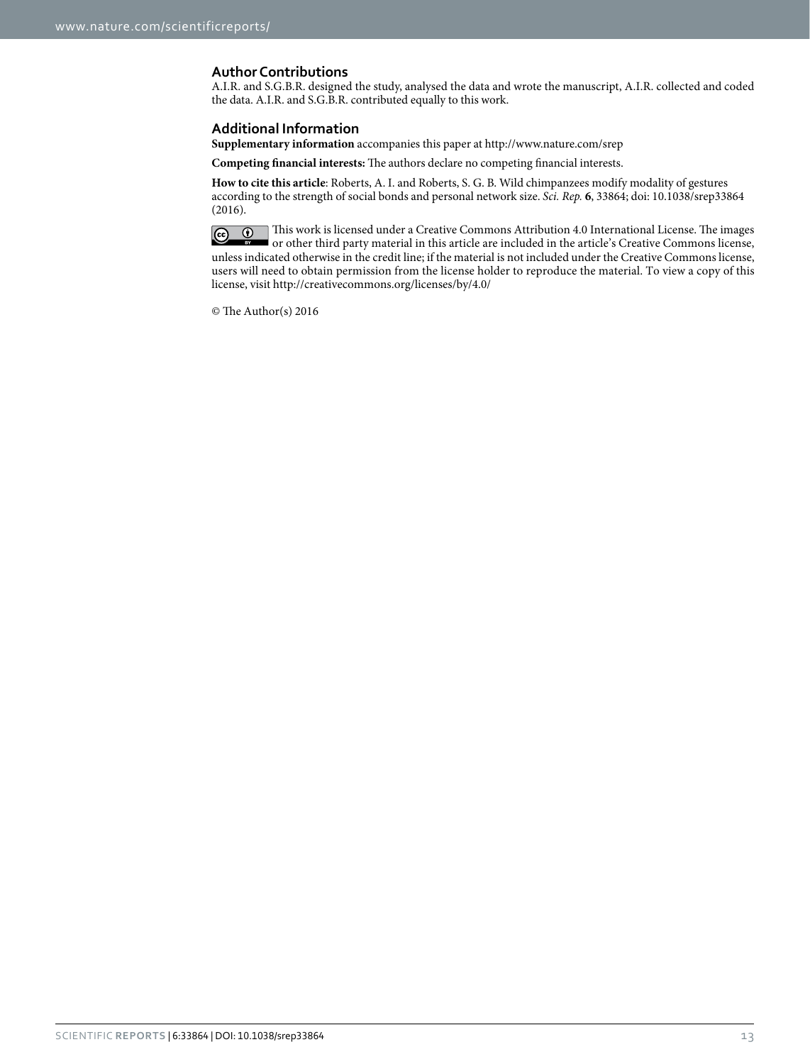## Author Contributions

A.I.R. and S.G.B.R. designed the study, analysed the data and wrote the manuscript, A.I.R. collected and coded the data. A.I.R. S.G.B.R. contributed equally to this work.

## Additional Information

**Supplementary information** accompanies this paper at http://www.nature.com/srep

**Competing financial interests:** The authors declare no competing financial interests.

**How to cite this article**: Roberts, A. I. and Roberts, S. G. B. Wild chimpanzees modify modality of gestures according to the strength of social bonds and personal network size. *Sci. Rep.* **6**, 33864; doi: 10.1038/srep33864 (2016).

This work is licensed under a Creative Commons Attribution 4.0 International License. The images or other third party material in this article are included in the article's Creative Commons license, unless indicated otherwise in the credit line; if the material is not included under the Creative Commons license, users will need to obtain permission from the license holder to reproduce the material. To view a copy of this license, visit http://creativecommons.org/licenses/by/4.0/

© The Author(s) 2016